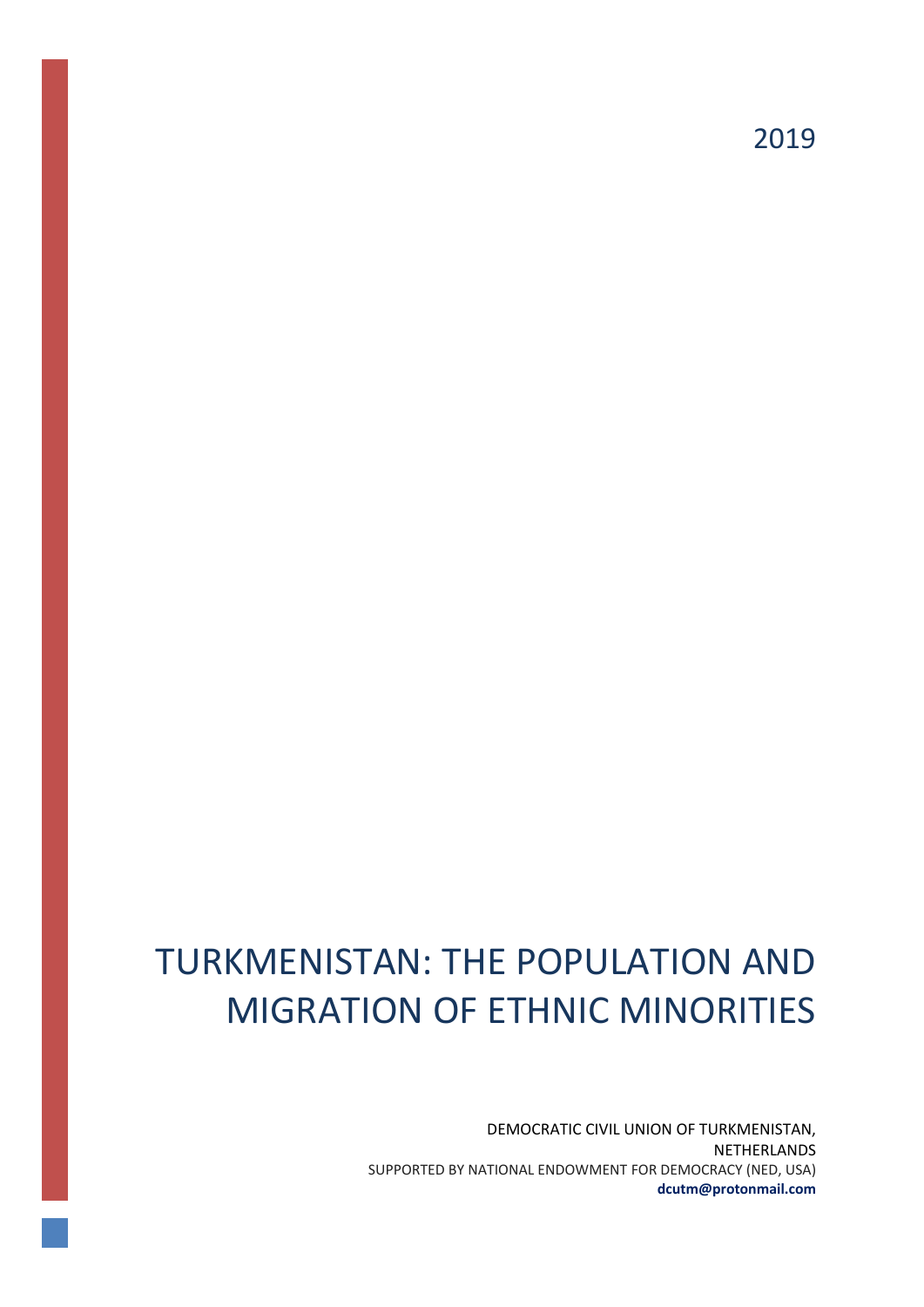2019

# TURKMENISTAN: THE POPULATION AND MIGRATION OF ETHNIC MINORITIES

DEMOCRATIC CIVIL UNION OF TURKMENISTAN, NETHERLANDS

SUPPORTED BY NATIONAL ENDOWMENT FOR DEMOCRACY (NED, USA)

**dcutm@protonmail.com**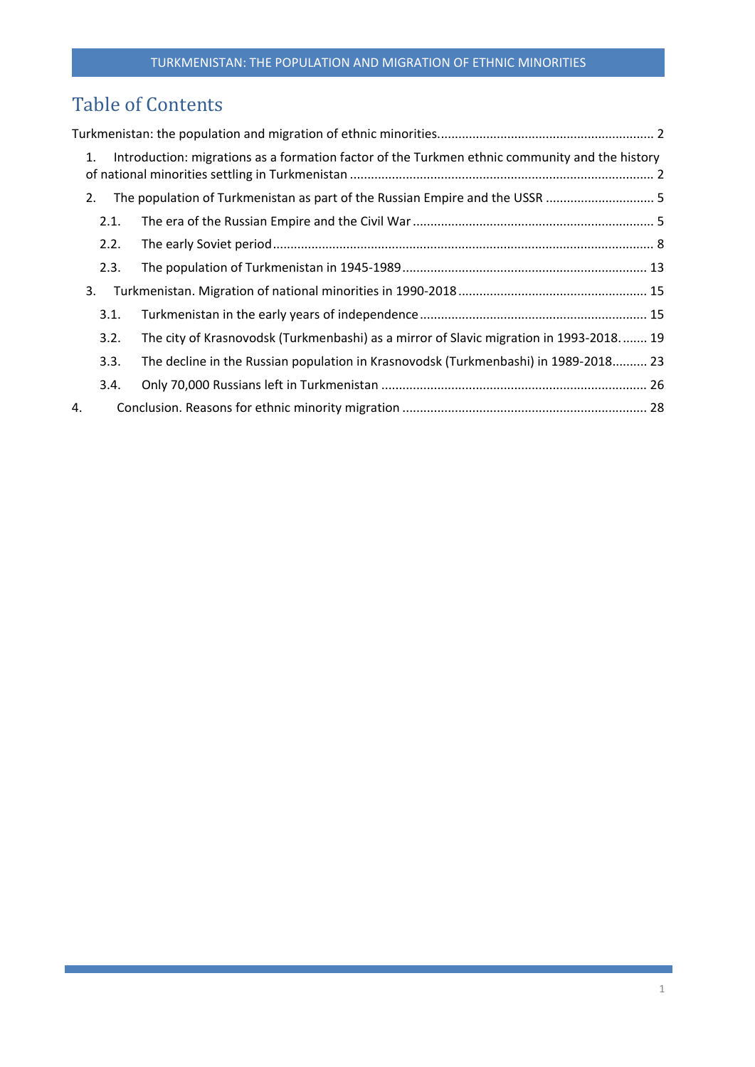# Table of Contents

Turkmenistan: the population and migration of ethnic minorities. .... 2

1. Introduction: migrations as a formation factor of the Turkmen ethnic community and the history of national minorities settling in Turkmenistan .... 2
2. The population of Turkmenistan as part of the Russian Empire and the USSR .... 5
   - 2.1. The era of the Russian Empire and the Civil War .... 5
   - 2.2. The early Soviet period .... 8
   - 2.3. The population of Turkmenistan in 1945-1989 .... 13
3. Turkmenistan. Migration of national minorities in 1990-2018 .... 15
   - 3.1. Turkmenistan in the early years of independence .... 15
   - 3.2. The city of Krasnovodsk (Turkmenbashi) as a mirror of Slavic migration in 1993-2018. .... 19
   - 3.3. The decline in the Russian population in Krasnovodsk (Turkmenbashi) in 1989-2018 .... 23
   - 3.4. Only 70,000 Russians left in Turkmenistan .... 26
4. Conclusion. Reasons for ethnic minority migration .... 28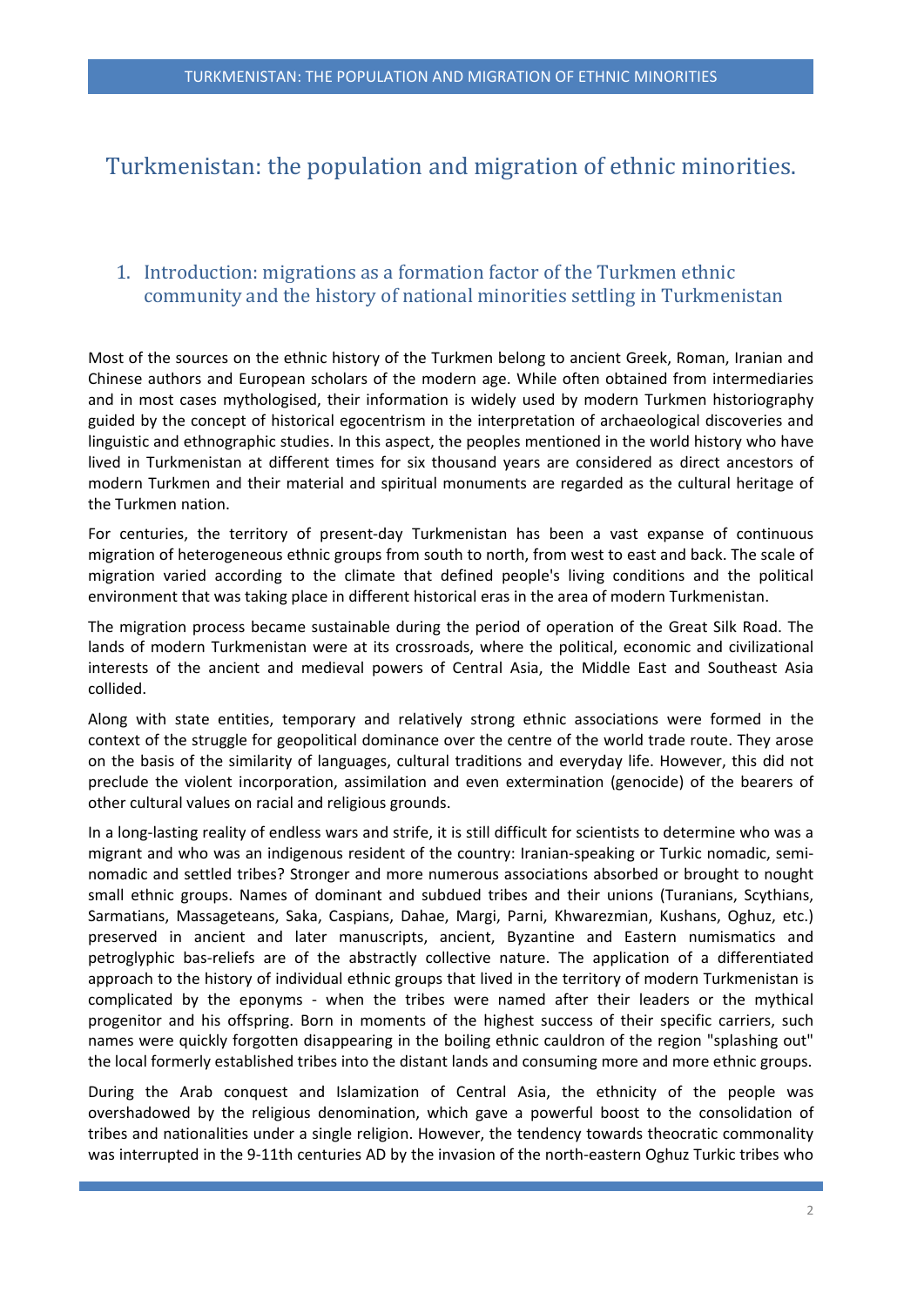# Turkmenistan: the population and migration of ethnic minorities.

## 1. Introduction: migrations as a formation factor of the Turkmen ethnic community and the history of national minorities settling in Turkmenistan

Most of the sources on the ethnic history of the Turkmen belong to ancient Greek, Roman, Iranian and Chinese authors and European scholars of the modern age. While often obtained from intermediaries and in most cases mythologised, their information is widely used by modern Turkmen historiography guided by the concept of historical egocentrism in the interpretation of archaeological discoveries and linguistic and ethnographic studies. In this aspect, the peoples mentioned in the world history who have lived in Turkmenistan at different times for six thousand years are considered as direct ancestors of modern Turkmen and their material and spiritual monuments are regarded as the cultural heritage of the Turkmen nation.

For centuries, the territory of present-day Turkmenistan has been a vast expanse of continuous migration of heterogeneous ethnic groups from south to north, from west to east and back. The scale of migration varied according to the climate that defined people's living conditions and the political environment that was taking place in different historical eras in the area of modern Turkmenistan.

The migration process became sustainable during the period of operation of the Great Silk Road. The lands of modern Turkmenistan were at its crossroads, where the political, economic and civilizational interests of the ancient and medieval powers of Central Asia, the Middle East and Southeast Asia collided.

Along with state entities, temporary and relatively strong ethnic associations were formed in the context of the struggle for geopolitical dominance over the centre of the world trade route. They arose on the basis of the similarity of languages, cultural traditions and everyday life. However, this did not preclude the violent incorporation, assimilation and even extermination (genocide) of the bearers of other cultural values on racial and religious grounds.

In a long-lasting reality of endless wars and strife, it is still difficult for scientists to determine who was a migrant and who was an indigenous resident of the country: Iranian-speaking or Turkic nomadic, semi-nomadic and settled tribes? Stronger and more numerous associations absorbed or brought to nought small ethnic groups. Names of dominant and subdued tribes and their unions (Turanians, Scythians, Sarmatians, Massageteans, Saka, Caspians, Dahae, Margi, Parni, Khwarezmian, Kushans, Oghuz, etc.) preserved in ancient and later manuscripts, ancient, Byzantine and Eastern numismatics and petroglyphic bas-reliefs are of the abstractly collective nature. The application of a differentiated approach to the history of individual ethnic groups that lived in the territory of modern Turkmenistan is complicated by the eponyms - when the tribes were named after their leaders or the mythical progenitor and his offspring. Born in moments of the highest success of their specific carriers, such names were quickly forgotten disappearing in the boiling ethnic cauldron of the region "splashing out" the local formerly established tribes into the distant lands and consuming more and more ethnic groups.

During the Arab conquest and Islamization of Central Asia, the ethnicity of the people was overshadowed by the religious denomination, which gave a powerful boost to the consolidation of tribes and nationalities under a single religion. However, the tendency towards theocratic commonality was interrupted in the 9-11th centuries AD by the invasion of the north-eastern Oghuz Turkic tribes who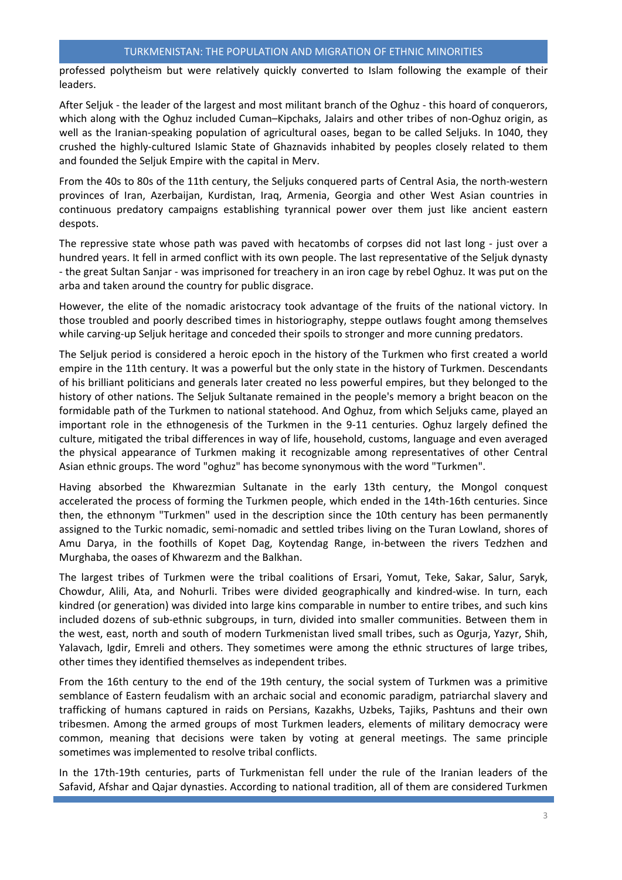professed polytheism but were relatively quickly converted to Islam following the example of their leaders.

After Seljuk - the leader of the largest and most militant branch of the Oghuz - this hoard of conquerors, which along with the Oghuz included Cuman–Kipchaks, Jalairs and other tribes of non-Oghuz origin, as well as the Iranian-speaking population of agricultural oases, began to be called Seljuks. In 1040, they crushed the highly-cultured Islamic State of Ghaznavids inhabited by peoples closely related to them and founded the Seljuk Empire with the capital in Merv.

From the 40s to 80s of the 11th century, the Seljuks conquered parts of Central Asia, the north-western provinces of Iran, Azerbaijan, Kurdistan, Iraq, Armenia, Georgia and other West Asian countries in continuous predatory campaigns establishing tyrannical power over them just like ancient eastern despots.

The repressive state whose path was paved with hecatombs of corpses did not last long - just over a hundred years. It fell in armed conflict with its own people. The last representative of the Seljuk dynasty - the great Sultan Sanjar - was imprisoned for treachery in an iron cage by rebel Oghuz. It was put on the arba and taken around the country for public disgrace.

However, the elite of the nomadic aristocracy took advantage of the fruits of the national victory. In those troubled and poorly described times in historiography, steppe outlaws fought among themselves while carving-up Seljuk heritage and conceded their spoils to stronger and more cunning predators.

The Seljuk period is considered a heroic epoch in the history of the Turkmen who first created a world empire in the 11th century. It was a powerful but the only state in the history of Turkmen. Descendants of his brilliant politicians and generals later created no less powerful empires, but they belonged to the history of other nations. The Seljuk Sultanate remained in the people's memory a bright beacon on the formidable path of the Turkmen to national statehood. And Oghuz, from which Seljuks came, played an important role in the ethnogenesis of the Turkmen in the 9-11 centuries. Oghuz largely defined the culture, mitigated the tribal differences in way of life, household, customs, language and even averaged the physical appearance of Turkmen making it recognizable among representatives of other Central Asian ethnic groups. The word "oghuz" has become synonymous with the word "Turkmen".

Having absorbed the Khwarezmian Sultanate in the early 13th century, the Mongol conquest accelerated the process of forming the Turkmen people, which ended in the 14th-16th centuries. Since then, the ethnonym "Turkmen" used in the description since the 10th century has been permanently assigned to the Turkic nomadic, semi-nomadic and settled tribes living on the Turan Lowland, shores of Amu Darya, in the foothills of Kopet Dag, Koytendag Range, in-between the rivers Tedzhen and Murghaba, the oases of Khwarezm and the Balkhan.

The largest tribes of Turkmen were the tribal coalitions of Ersari, Yomut, Teke, Sakar, Salur, Saryk, Chowdur, Alili, Ata, and Nohurli. Tribes were divided geographically and kindred-wise. In turn, each kindred (or generation) was divided into large kins comparable in number to entire tribes, and such kins included dozens of sub-ethnic subgroups, in turn, divided into smaller communities. Between them in the west, east, north and south of modern Turkmenistan lived small tribes, such as Ogurja, Yazyr, Shih, Yalavach, Igdir, Emreli and others. They sometimes were among the ethnic structures of large tribes, other times they identified themselves as independent tribes.

From the 16th century to the end of the 19th century, the social system of Turkmen was a primitive semblance of Eastern feudalism with an archaic social and economic paradigm, patriarchal slavery and trafficking of humans captured in raids on Persians, Kazakhs, Uzbeks, Tajiks, Pashtuns and their own tribesmen. Among the armed groups of most Turkmen leaders, elements of military democracy were common, meaning that decisions were taken by voting at general meetings. The same principle sometimes was implemented to resolve tribal conflicts.

In the 17th-19th centuries, parts of Turkmenistan fell under the rule of the Iranian leaders of the Safavid, Afshar and Qajar dynasties. According to national tradition, all of them are considered Turkmen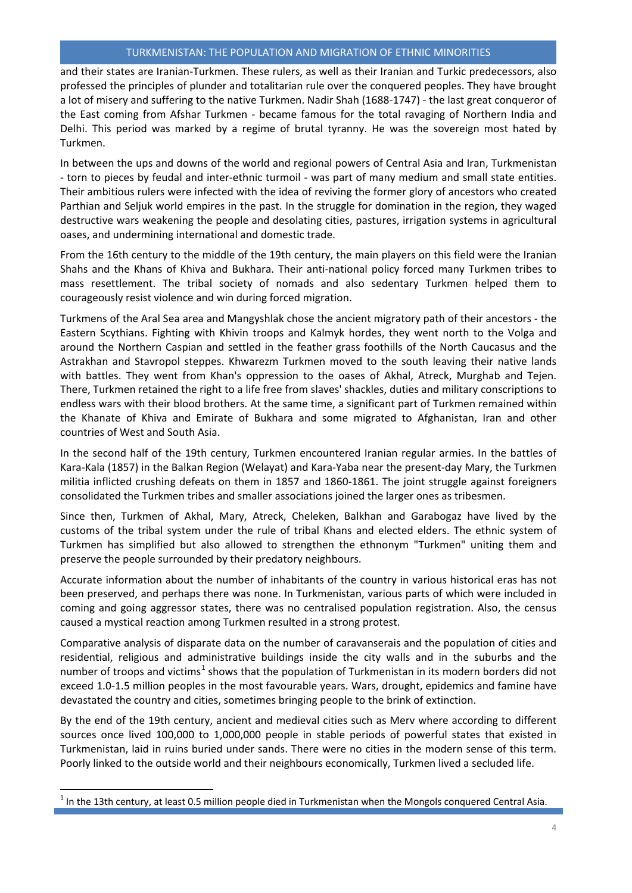and their states are Iranian-Turkmen. These rulers, as well as their Iranian and Turkic predecessors, also professed the principles of plunder and totalitarian rule over the conquered peoples. They have brought a lot of misery and suffering to the native Turkmen. Nadir Shah (1688-1747) - the last great conqueror of the East coming from Afshar Turkmen - became famous for the total ravaging of Northern India and Delhi. This period was marked by a regime of brutal tyranny. He was the sovereign most hated by Turkmen.

In between the ups and downs of the world and regional powers of Central Asia and Iran, Turkmenistan - torn to pieces by feudal and inter-ethnic turmoil - was part of many medium and small state entities. Their ambitious rulers were infected with the idea of reviving the former glory of ancestors who created Parthian and Seljuk world empires in the past. In the struggle for domination in the region, they waged destructive wars weakening the people and desolating cities, pastures, irrigation systems in agricultural oases, and undermining international and domestic trade.

From the 16th century to the middle of the 19th century, the main players on this field were the Iranian Shahs and the Khans of Khiva and Bukhara. Their anti-national policy forced many Turkmen tribes to mass resettlement. The tribal society of nomads and also sedentary Turkmen helped them to courageously resist violence and win during forced migration.

Turkmens of the Aral Sea area and Mangyshlak chose the ancient migratory path of their ancestors - the Eastern Scythians. Fighting with Khivin troops and Kalmyk hordes, they went north to the Volga and around the Northern Caspian and settled in the feather grass foothills of the North Caucasus and the Astrakhan and Stavropol steppes. Khwarezm Turkmen moved to the south leaving their native lands with battles. They went from Khan's oppression to the oases of Akhal, Atreck, Murghab and Tejen. There, Turkmen retained the right to a life free from slaves' shackles, duties and military conscriptions to endless wars with their blood brothers. At the same time, a significant part of Turkmen remained within the Khanate of Khiva and Emirate of Bukhara and some migrated to Afghanistan, Iran and other countries of West and South Asia.

In the second half of the 19th century, Turkmen encountered Iranian regular armies. In the battles of Kara-Kala (1857) in the Balkan Region (Welayat) and Kara-Yaba near the present-day Mary, the Turkmen militia inflicted crushing defeats on them in 1857 and 1860-1861. The joint struggle against foreigners consolidated the Turkmen tribes and smaller associations joined the larger ones as tribesmen.

Since then, Turkmen of Akhal, Mary, Atreck, Cheleken, Balkhan and Garabogaz have lived by the customs of the tribal system under the rule of tribal Khans and elected elders. The ethnic system of Turkmen has simplified but also allowed to strengthen the ethnonym "Turkmen" uniting them and preserve the people surrounded by their predatory neighbours.

Accurate information about the number of inhabitants of the country in various historical eras has not been preserved, and perhaps there was none. In Turkmenistan, various parts of which were included in coming and going aggressor states, there was no centralised population registration. Also, the census caused a mystical reaction among Turkmen resulted in a strong protest.

Comparative analysis of disparate data on the number of caravanserais and the population of cities and residential, religious and administrative buildings inside the city walls and in the suburbs and the number of troops and victims[1] shows that the population of Turkmenistan in its modern borders did not exceed 1.0-1.5 million peoples in the most favourable years. Wars, drought, epidemics and famine have devastated the country and cities, sometimes bringing people to the brink of extinction.

By the end of the 19th century, ancient and medieval cities such as Merv where according to different sources once lived 100,000 to 1,000,000 people in stable periods of powerful states that existed in Turkmenistan, laid in ruins buried under sands. There were no cities in the modern sense of this term. Poorly linked to the outside world and their neighbours economically, Turkmen lived a secluded life.

[1] In the 13th century, at least 0.5 million people died in Turkmenistan when the Mongols conquered Central Asia.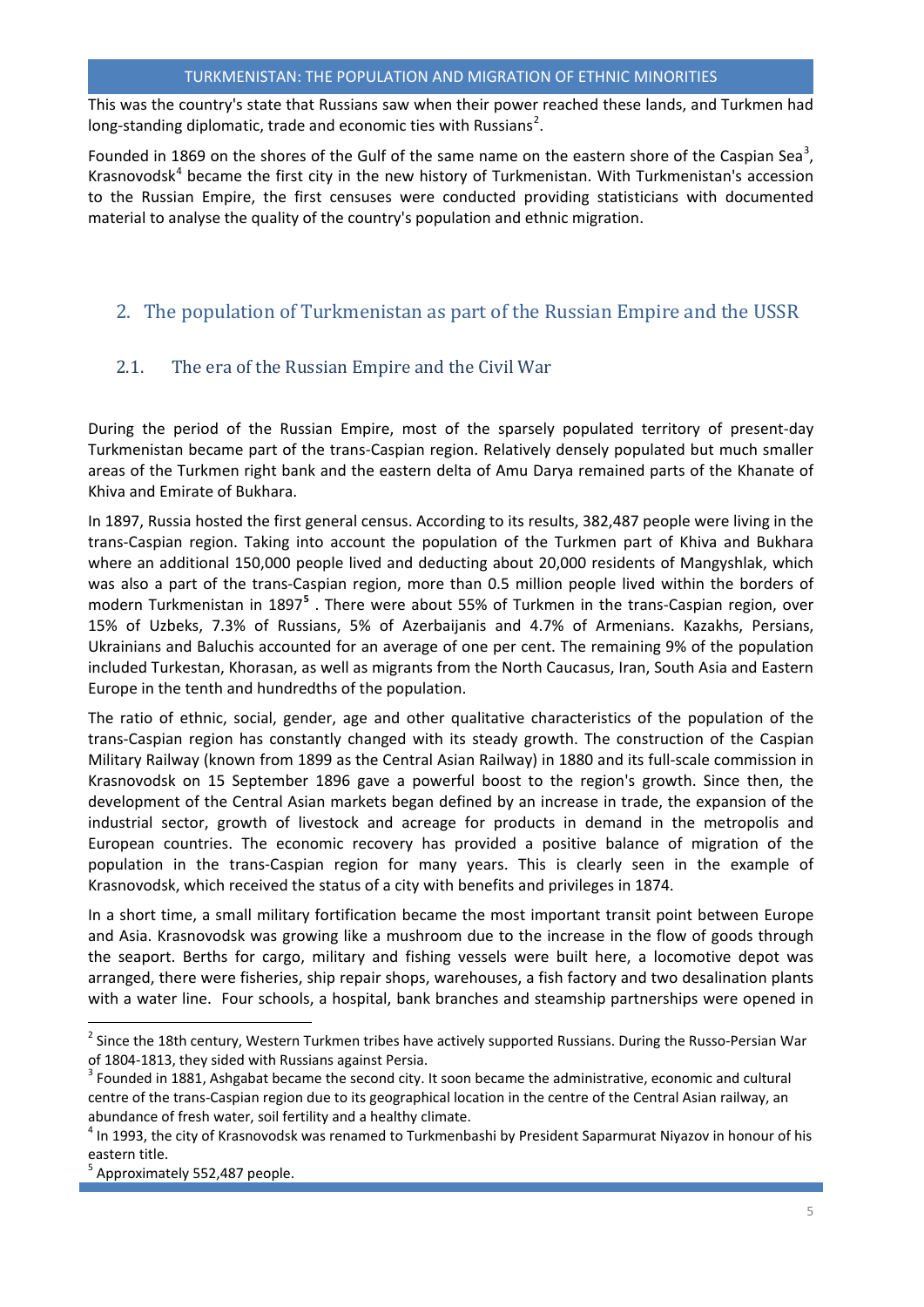This was the country's state that Russians saw when their power reached these lands, and Turkmen had long-standing diplomatic, trade and economic ties with Russians[2].

Founded in 1869 on the shores of the Gulf of the same name on the eastern shore of the Caspian Sea[3], Krasnovodsk[4] became the first city in the new history of Turkmenistan. With Turkmenistan's accession to the Russian Empire, the first censuses were conducted providing statisticians with documented material to analyse the quality of the country's population and ethnic migration.

## 2. The population of Turkmenistan as part of the Russian Empire and the USSR

### 2.1. The era of the Russian Empire and the Civil War

During the period of the Russian Empire, most of the sparsely populated territory of present-day Turkmenistan became part of the trans-Caspian region. Relatively densely populated but much smaller areas of the Turkmen right bank and the eastern delta of Amu Darya remained parts of the Khanate of Khiva and Emirate of Bukhara.

In 1897, Russia hosted the first general census. According to its results, 382,487 people were living in the trans-Caspian region. Taking into account the population of the Turkmen part of Khiva and Bukhara where an additional 150,000 people lived and deducting about 20,000 residents of Mangyshlak, which was also a part of the trans-Caspian region, more than 0.5 million people lived within the borders of modern Turkmenistan in 1897[5]. There were about 55% of Turkmen in the trans-Caspian region, over 15% of Uzbeks, 7.3% of Russians, 5% of Azerbaijanis and 4.7% of Armenians. Kazakhs, Persians, Ukrainians and Baluchis accounted for an average of one per cent. The remaining 9% of the population included Turkestan, Khorasan, as well as migrants from the North Caucasus, Iran, South Asia and Eastern Europe in the tenth and hundredths of the population.

The ratio of ethnic, social, gender, age and other qualitative characteristics of the population of the trans-Caspian region has constantly changed with its steady growth. The construction of the Caspian Military Railway (known from 1899 as the Central Asian Railway) in 1880 and its full-scale commission in Krasnovodsk on 15 September 1896 gave a powerful boost to the region's growth. Since then, the development of the Central Asian markets began defined by an increase in trade, the expansion of the industrial sector, growth of livestock and acreage for products in demand in the metropolis and European countries. The economic recovery has provided a positive balance of migration of the population in the trans-Caspian region for many years. This is clearly seen in the example of Krasnovodsk, which received the status of a city with benefits and privileges in 1874.

In a short time, a small military fortification became the most important transit point between Europe and Asia. Krasnovodsk was growing like a mushroom due to the increase in the flow of goods through the seaport. Berths for cargo, military and fishing vessels were built here, a locomotive depot was arranged, there were fisheries, ship repair shops, warehouses, a fish factory and two desalination plants with a water line. Four schools, a hospital, bank branches and steamship partnerships were opened in

---

[2] Since the 18th century, Western Turkmen tribes have actively supported Russians. During the Russo-Persian War of 1804-1813, they sided with Russians against Persia.

[3] Founded in 1881, Ashgabat became the second city. It soon became the administrative, economic and cultural centre of the trans-Caspian region due to its geographical location in the centre of the Central Asian railway, an abundance of fresh water, soil fertility and a healthy climate.

[4] In 1993, the city of Krasnovodsk was renamed to Turkmenbashi by President Saparmurat Niyazov in honour of his eastern title.

[5] Approximately 552,487 people.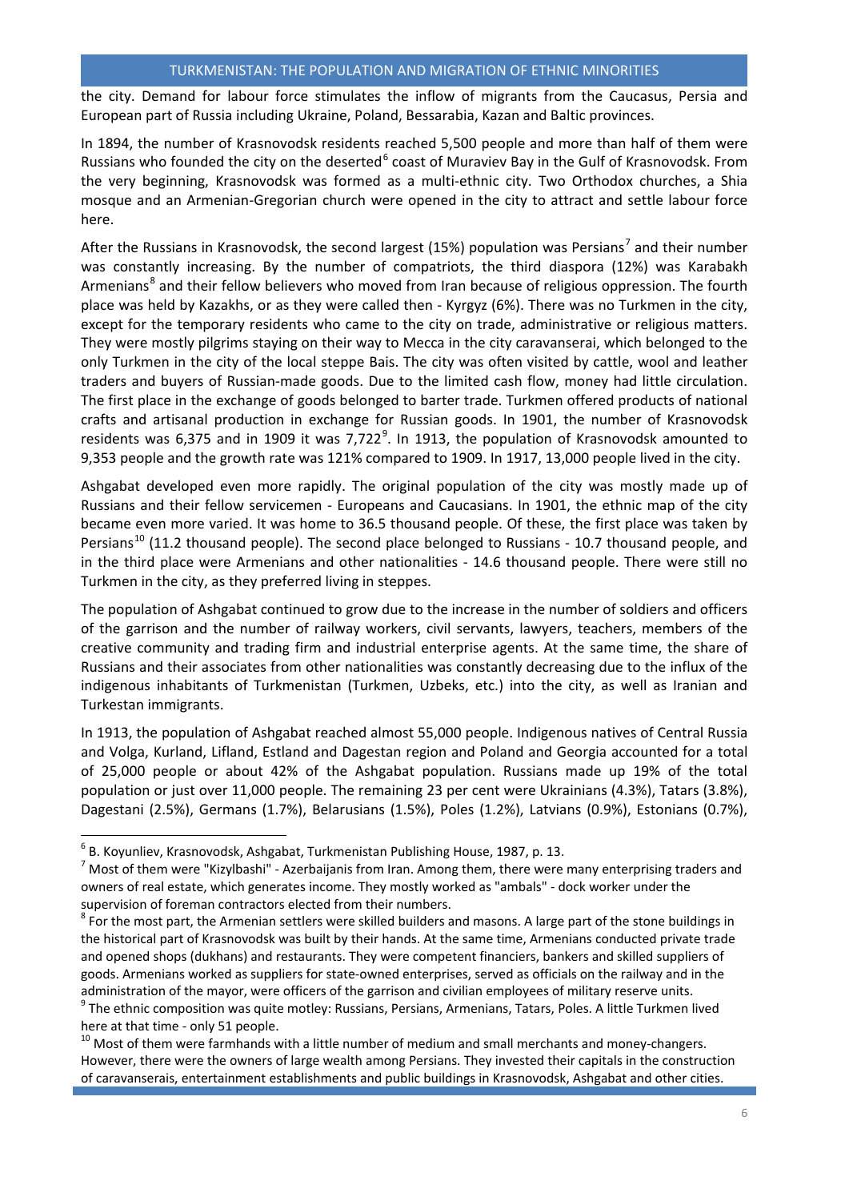the city. Demand for labour force stimulates the inflow of migrants from the Caucasus, Persia and European part of Russia including Ukraine, Poland, Bessarabia, Kazan and Baltic provinces.

In 1894, the number of Krasnovodsk residents reached 5,500 people and more than half of them were Russians who founded the city on the deserted[6] coast of Muraviev Bay in the Gulf of Krasnovodsk. From the very beginning, Krasnovodsk was formed as a multi-ethnic city. Two Orthodox churches, a Shia mosque and an Armenian-Gregorian church were opened in the city to attract and settle labour force here.

After the Russians in Krasnovodsk, the second largest (15%) population was Persians[7] and their number was constantly increasing. By the number of compatriots, the third diaspora (12%) was Karabakh Armenians[8] and their fellow believers who moved from Iran because of religious oppression. The fourth place was held by Kazakhs, or as they were called then - Kyrgyz (6%). There was no Turkmen in the city, except for the temporary residents who came to the city on trade, administrative or religious matters. They were mostly pilgrims staying on their way to Mecca in the city caravanserai, which belonged to the only Turkmen in the city of the local steppe Bais. The city was often visited by cattle, wool and leather traders and buyers of Russian-made goods. Due to the limited cash flow, money had little circulation. The first place in the exchange of goods belonged to barter trade. Turkmen offered products of national crafts and artisanal production in exchange for Russian goods. In 1901, the number of Krasnovodsk residents was 6,375 and in 1909 it was 7,722[9]. In 1913, the population of Krasnovodsk amounted to 9,353 people and the growth rate was 121% compared to 1909. In 1917, 13,000 people lived in the city.

Ashgabat developed even more rapidly. The original population of the city was mostly made up of Russians and their fellow servicemen - Europeans and Caucasians. In 1901, the ethnic map of the city became even more varied. It was home to 36.5 thousand people. Of these, the first place was taken by Persians[10] (11.2 thousand people). The second place belonged to Russians - 10.7 thousand people, and in the third place were Armenians and other nationalities - 14.6 thousand people. There were still no Turkmen in the city, as they preferred living in steppes.

The population of Ashgabat continued to grow due to the increase in the number of soldiers and officers of the garrison and the number of railway workers, civil servants, lawyers, teachers, members of the creative community and trading firm and industrial enterprise agents. At the same time, the share of Russians and their associates from other nationalities was constantly decreasing due to the influx of the indigenous inhabitants of Turkmenistan (Turkmen, Uzbeks, etc.) into the city, as well as Iranian and Turkestan immigrants.

In 1913, the population of Ashgabat reached almost 55,000 people. Indigenous natives of Central Russia and Volga, Kurland, Lifland, Estland and Dagestan region and Poland and Georgia accounted for a total of 25,000 people or about 42% of the Ashgabat population. Russians made up 19% of the total population or just over 11,000 people. The remaining 23 per cent were Ukrainians (4.3%), Tatars (3.8%), Dagestani (2.5%), Germans (1.7%), Belarusians (1.5%), Poles (1.2%), Latvians (0.9%), Estonians (0.7%),

---

[6] B. Koyunliev, Krasnovodsk, Ashgabat, Turkmenistan Publishing House, 1987, p. 13.

[7] Most of them were "Kizylbashi" - Azerbaijanis from Iran. Among them, there were many enterprising traders and owners of real estate, which generates income. They mostly worked as "ambals" - dock worker under the supervision of foreman contractors elected from their numbers.

[8] For the most part, the Armenian settlers were skilled builders and masons. A large part of the stone buildings in the historical part of Krasnovodsk was built by their hands. At the same time, Armenians conducted private trade and opened shops (dukhans) and restaurants. They were competent financiers, bankers and skilled suppliers of goods. Armenians worked as suppliers for state-owned enterprises, served as officials on the railway and in the administration of the mayor, were officers of the garrison and civilian employees of military reserve units.

[9] The ethnic composition was quite motley: Russians, Persians, Armenians, Tatars, Poles. A little Turkmen lived here at that time - only 51 people.

[10] Most of them were farmhands with a little number of medium and small merchants and money-changers. However, there were the owners of large wealth among Persians. They invested their capitals in the construction of caravanserais, entertainment establishments and public buildings in Krasnovodsk, Ashgabat and other cities.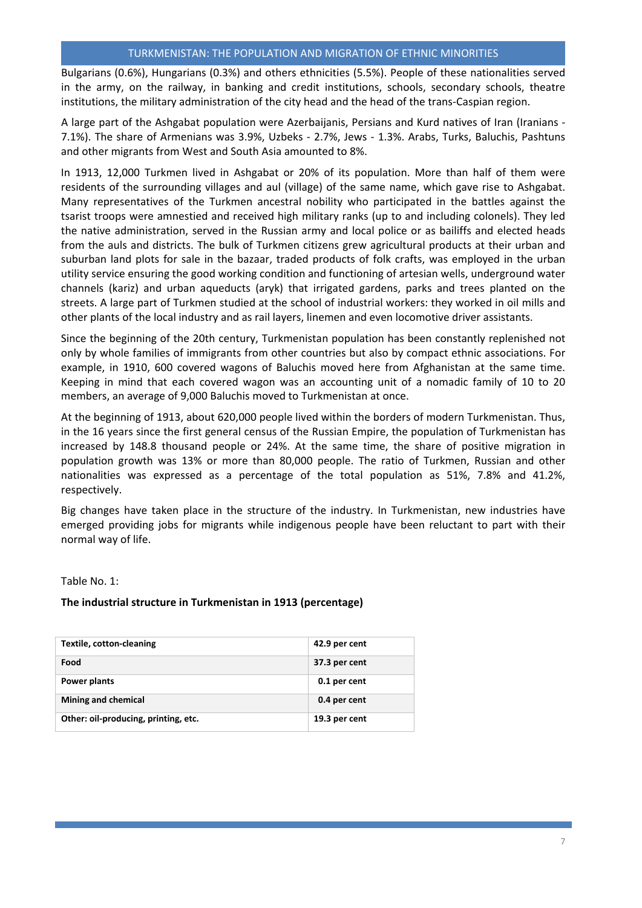Bulgarians (0.6%), Hungarians (0.3%) and others ethnicities (5.5%). People of these nationalities served in the army, on the railway, in banking and credit institutions, schools, secondary schools, theatre institutions, the military administration of the city head and the head of the trans-Caspian region.

A large part of the Ashgabat population were Azerbaijanis, Persians and Kurd natives of Iran (Iranians - 7.1%). The share of Armenians was 3.9%, Uzbeks - 2.7%, Jews - 1.3%. Arabs, Turks, Baluchis, Pashtuns and other migrants from West and South Asia amounted to 8%.

In 1913, 12,000 Turkmen lived in Ashgabat or 20% of its population. More than half of them were residents of the surrounding villages and aul (village) of the same name, which gave rise to Ashgabat. Many representatives of the Turkmen ancestral nobility who participated in the battles against the tsarist troops were amnestied and received high military ranks (up to and including colonels). They led the native administration, served in the Russian army and local police or as bailiffs and elected heads from the auls and districts. The bulk of Turkmen citizens grew agricultural products at their urban and suburban land plots for sale in the bazaar, traded products of folk crafts, was employed in the urban utility service ensuring the good working condition and functioning of artesian wells, underground water channels (kariz) and urban aqueducts (aryk) that irrigated gardens, parks and trees planted on the streets. A large part of Turkmen studied at the school of industrial workers: they worked in oil mills and other plants of the local industry and as rail layers, linemen and even locomotive driver assistants.

Since the beginning of the 20th century, Turkmenistan population has been constantly replenished not only by whole families of immigrants from other countries but also by compact ethnic associations. For example, in 1910, 600 covered wagons of Baluchis moved here from Afghanistan at the same time. Keeping in mind that each covered wagon was an accounting unit of a nomadic family of 10 to 20 members, an average of 9,000 Baluchis moved to Turkmenistan at once.

At the beginning of 1913, about 620,000 people lived within the borders of modern Turkmenistan. Thus, in the 16 years since the first general census of the Russian Empire, the population of Turkmenistan has increased by 148.8 thousand people or 24%. At the same time, the share of positive migration in population growth was 13% or more than 80,000 people. The ratio of Turkmen, Russian and other nationalities was expressed as a percentage of the total population as 51%, 7.8% and 41.2%, respectively.

Big changes have taken place in the structure of the industry. In Turkmenistan, new industries have emerged providing jobs for migrants while indigenous people have been reluctant to part with their normal way of life.

Table No. 1:

**The industrial structure in Turkmenistan in 1913 (percentage)**

| Sector | Share |
|---|---|
| **Textile, cotton-cleaning** | **42.9 per cent** |
| **Food** | **37.3 per cent** |
| **Power plants** | **0.1 per cent** |
| **Mining and chemical** | **0.4 per cent** |
| **Other: oil-producing, printing, etc.** | **19.3 per cent** |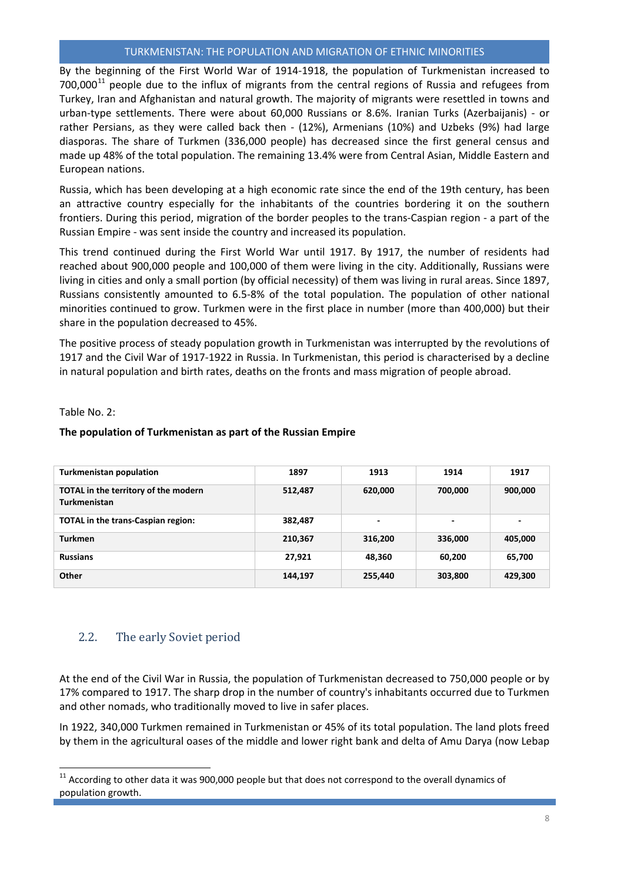By the beginning of the First World War of 1914-1918, the population of Turkmenistan increased to 700,000[11] people due to the influx of migrants from the central regions of Russia and refugees from Turkey, Iran and Afghanistan and natural growth. The majority of migrants were resettled in towns and urban-type settlements. There were about 60,000 Russians or 8.6%. Iranian Turks (Azerbaijanis) - or rather Persians, as they were called back then - (12%), Armenians (10%) and Uzbeks (9%) had large diasporas. The share of Turkmen (336,000 people) has decreased since the first general census and made up 48% of the total population. The remaining 13.4% were from Central Asian, Middle Eastern and European nations.

Russia, which has been developing at a high economic rate since the end of the 19th century, has been an attractive country especially for the inhabitants of the countries bordering it on the southern frontiers. During this period, migration of the border peoples to the trans-Caspian region - a part of the Russian Empire - was sent inside the country and increased its population.

This trend continued during the First World War until 1917. By 1917, the number of residents had reached about 900,000 people and 100,000 of them were living in the city. Additionally, Russians were living in cities and only a small portion (by official necessity) of them was living in rural areas. Since 1897, Russians consistently amounted to 6.5-8% of the total population. The population of other national minorities continued to grow. Turkmen were in the first place in number (more than 400,000) but their share in the population decreased to 45%.

The positive process of steady population growth in Turkmenistan was interrupted by the revolutions of 1917 and the Civil War of 1917-1922 in Russia. In Turkmenistan, this period is characterised by a decline in natural population and birth rates, deaths on the fronts and mass migration of people abroad.

Table No. 2:

**The population of Turkmenistan as part of the Russian Empire**

| Turkmenistan population | 1897 | 1913 | 1914 | 1917 |
|---|---|---|---|---|
| TOTAL in the territory of the modern Turkmenistan | 512,487 | 620,000 | 700,000 | 900,000 |
| TOTAL in the trans-Caspian region: | 382,487 | - | - | - |
| Turkmen | 210,367 | 316,200 | 336,000 | 405,000 |
| Russians | 27,921 | 48,360 | 60,200 | 65,700 |
| Other | 144,197 | 255,440 | 303,800 | 429,300 |

## 2.2. The early Soviet period

At the end of the Civil War in Russia, the population of Turkmenistan decreased to 750,000 people or by 17% compared to 1917. The sharp drop in the number of country's inhabitants occurred due to Turkmen and other nomads, who traditionally moved to live in safer places.

In 1922, 340,000 Turkmen remained in Turkmenistan or 45% of its total population. The land plots freed by them in the agricultural oases of the middle and lower right bank and delta of Amu Darya (now Lebap

[11] According to other data it was 900,000 people but that does not correspond to the overall dynamics of population growth.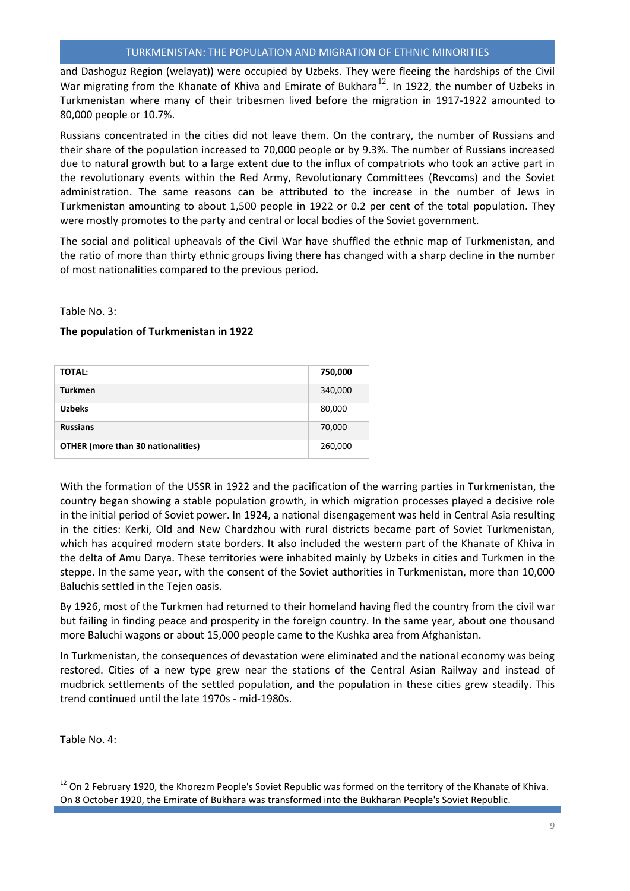and Dashoguz Region (welayat)) were occupied by Uzbeks. They were fleeing the hardships of the Civil War migrating from the Khanate of Khiva and Emirate of Bukhara[12]. In 1922, the number of Uzbeks in Turkmenistan where many of their tribesmen lived before the migration in 1917-1922 amounted to 80,000 people or 10.7%.

Russians concentrated in the cities did not leave them. On the contrary, the number of Russians and their share of the population increased to 70,000 people or by 9.3%. The number of Russians increased due to natural growth but to a large extent due to the influx of compatriots who took an active part in the revolutionary events within the Red Army, Revolutionary Committees (Revcoms) and the Soviet administration. The same reasons can be attributed to the increase in the number of Jews in Turkmenistan amounting to about 1,500 people in 1922 or 0.2 per cent of the total population. They were mostly promotes to the party and central or local bodies of the Soviet government.

The social and political upheavals of the Civil War have shuffled the ethnic map of Turkmenistan, and the ratio of more than thirty ethnic groups living there has changed with a sharp decline in the number of most nationalities compared to the previous period.

Table No. 3:

**The population of Turkmenistan in 1922**

| **TOTAL:** | **750,000** |
|---|---|
| **Turkmen** | 340,000 |
| **Uzbeks** | 80,000 |
| **Russians** | 70,000 |
| **OTHER (more than 30 nationalities)** | 260,000 |

With the formation of the USSR in 1922 and the pacification of the warring parties in Turkmenistan, the country began showing a stable population growth, in which migration processes played a decisive role in the initial period of Soviet power. In 1924, a national disengagement was held in Central Asia resulting in the cities: Kerki, Old and New Chardzhou with rural districts became part of Soviet Turkmenistan, which has acquired modern state borders. It also included the western part of the Khanate of Khiva in the delta of Amu Darya. These territories were inhabited mainly by Uzbeks in cities and Turkmen in the steppe. In the same year, with the consent of the Soviet authorities in Turkmenistan, more than 10,000 Baluchis settled in the Tejen oasis.

By 1926, most of the Turkmen had returned to their homeland having fled the country from the civil war but failing in finding peace and prosperity in the foreign country. In the same year, about one thousand more Baluchi wagons or about 15,000 people came to the Kushka area from Afghanistan.

In Turkmenistan, the consequences of devastation were eliminated and the national economy was being restored. Cities of a new type grew near the stations of the Central Asian Railway and instead of mudbrick settlements of the settled population, and the population in these cities grew steadily. This trend continued until the late 1970s - mid-1980s.

Table No. 4:

[12] On 2 February 1920, the Khorezm People's Soviet Republic was formed on the territory of the Khanate of Khiva. On 8 October 1920, the Emirate of Bukhara was transformed into the Bukharan People's Soviet Republic.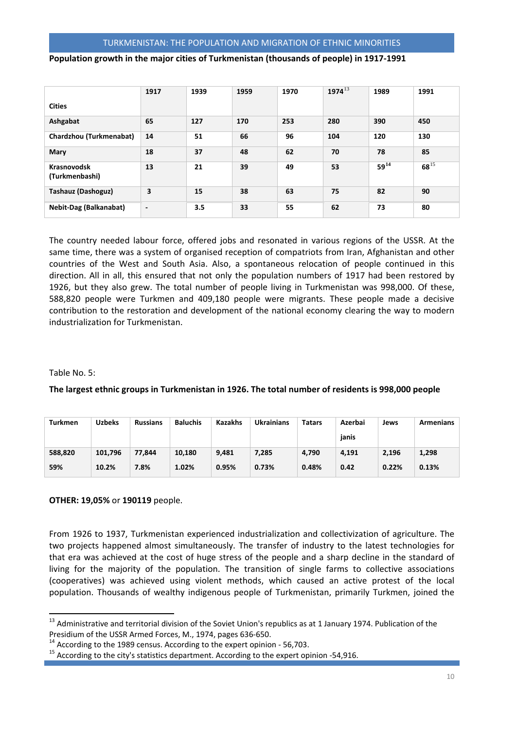**Population growth in the major cities of Turkmenistan (thousands of people) in 1917-1991**

| Cities | 1917 | 1939 | 1959 | 1970 | 1974[13] | 1989 | 1991 |
|---|---|---|---|---|---|---|---|
| Ashgabat | 65 | 127 | 170 | 253 | 280 | 390 | 450 |
| Chardzhou (Turkmenabat) | 14 | 51 | 66 | 96 | 104 | 120 | 130 |
| Mary | 18 | 37 | 48 | 62 | 70 | 78 | 85 |
| Krasnovodsk (Turkmenbashi) | 13 | 21 | 39 | 49 | 53 | 59[14] | 68[15] |
| Tashauz (Dashoguz) | 3 | 15 | 38 | 63 | 75 | 82 | 90 |
| Nebit-Dag (Balkanabat) | - | 3.5 | 33 | 55 | 62 | 73 | 80 |

The country needed labour force, offered jobs and resonated in various regions of the USSR. At the same time, there was a system of organised reception of compatriots from Iran, Afghanistan and other countries of the West and South Asia. Also, a spontaneous relocation of people continued in this direction. All in all, this ensured that not only the population numbers of 1917 had been restored by 1926, but they also grew. The total number of people living in Turkmenistan was 998,000. Of these, 588,820 people were Turkmen and 409,180 people were migrants. These people made a decisive contribution to the restoration and development of the national economy clearing the way to modern industrialization for Turkmenistan.

Table No. 5:

**The largest ethnic groups in Turkmenistan in 1926. The total number of residents is 998,000 people**

| Turkmen | Uzbeks | Russians | Baluchis | Kazakhs | Ukrainians | Tatars | Azerbaijanis | Jews | Armenians |
|---|---|---|---|---|---|---|---|---|---|
| 588,820<br>59% | 101,796<br>10.2% | 77,844<br>7.8% | 10,180<br>1.02% | 9,481<br>0.95% | 7,285<br>0.73% | 4,790<br>0.48% | 4,191<br>0.42 | 2,196<br>0.22% | 1,298<br>0.13% |

**OTHER: 19,05%** or **190119** people.

From 1926 to 1937, Turkmenistan experienced industrialization and collectivization of agriculture. The two projects happened almost simultaneously. The transfer of industry to the latest technologies for that era was achieved at the cost of huge stress of the people and a sharp decline in the standard of living for the majority of the population. The transition of single farms to collective associations (cooperatives) was achieved using violent methods, which caused an active protest of the local population. Thousands of wealthy indigenous people of Turkmenistan, primarily Turkmen, joined the

[13] Administrative and territorial division of the Soviet Union's republics as at 1 January 1974. Publication of the Presidium of the USSR Armed Forces, M., 1974, pages 636-650.

[14] According to the 1989 census. According to the expert opinion - 56,703.

[15] According to the city's statistics department. According to the expert opinion -54,916.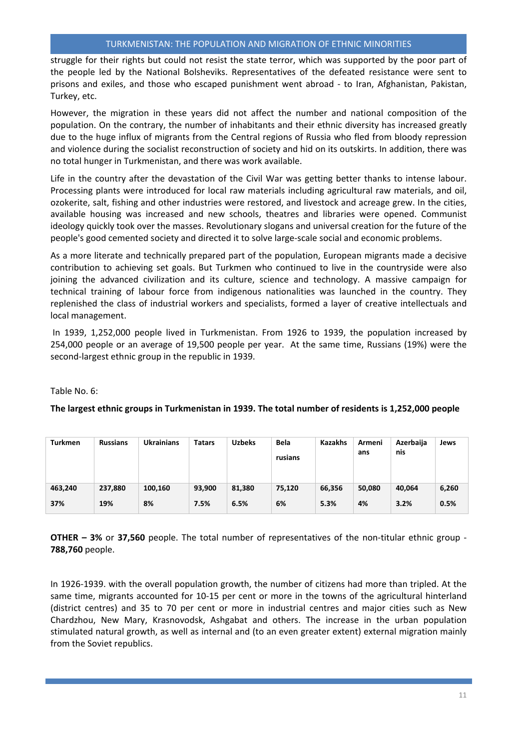struggle for their rights but could not resist the state terror, which was supported by the poor part of the people led by the National Bolsheviks. Representatives of the defeated resistance were sent to prisons and exiles, and those who escaped punishment went abroad - to Iran, Afghanistan, Pakistan, Turkey, etc.

However, the migration in these years did not affect the number and national composition of the population. On the contrary, the number of inhabitants and their ethnic diversity has increased greatly due to the huge influx of migrants from the Central regions of Russia who fled from bloody repression and violence during the socialist reconstruction of society and hid on its outskirts. In addition, there was no total hunger in Turkmenistan, and there was work available.

Life in the country after the devastation of the Civil War was getting better thanks to intense labour. Processing plants were introduced for local raw materials including agricultural raw materials, and oil, ozokerite, salt, fishing and other industries were restored, and livestock and acreage grew. In the cities, available housing was increased and new schools, theatres and libraries were opened. Communist ideology quickly took over the masses. Revolutionary slogans and universal creation for the future of the people's good cemented society and directed it to solve large-scale social and economic problems.

As a more literate and technically prepared part of the population, European migrants made a decisive contribution to achieving set goals. But Turkmen who continued to live in the countryside were also joining the advanced civilization and its culture, science and technology. A massive campaign for technical training of labour force from indigenous nationalities was launched in the country. They replenished the class of industrial workers and specialists, formed a layer of creative intellectuals and local management.

In 1939, 1,252,000 people lived in Turkmenistan. From 1926 to 1939, the population increased by 254,000 people or an average of 19,500 people per year. At the same time, Russians (19%) were the second-largest ethnic group in the republic in 1939.

Table No. 6:

**The largest ethnic groups in Turkmenistan in 1939. The total number of residents is 1,252,000 people**

| Turkmen | Russians | Ukrainians | Tatars | Uzbeks | Belarusians | Kazakhs | Armenians | Azerbaijanis | Jews |
|---|---|---|---|---|---|---|---|---|---|
| 463,240<br>37% | 237,880<br>19% | 100,160<br>8% | 93,900<br>7.5% | 81,380<br>6.5% | 75,120<br>6% | 66,356<br>5.3% | 50,080<br>4% | 40,064<br>3.2% | 6,260<br>0.5% |

**OTHER – 3%** or **37,560** people. The total number of representatives of the non-titular ethnic group - **788,760** people.

In 1926-1939. with the overall population growth, the number of citizens had more than tripled. At the same time, migrants accounted for 10-15 per cent or more in the towns of the agricultural hinterland (district centres) and 35 to 70 per cent or more in industrial centres and major cities such as New Chardzhou, New Mary, Krasnovodsk, Ashgabat and others. The increase in the urban population stimulated natural growth, as well as internal and (to an even greater extent) external migration mainly from the Soviet republics.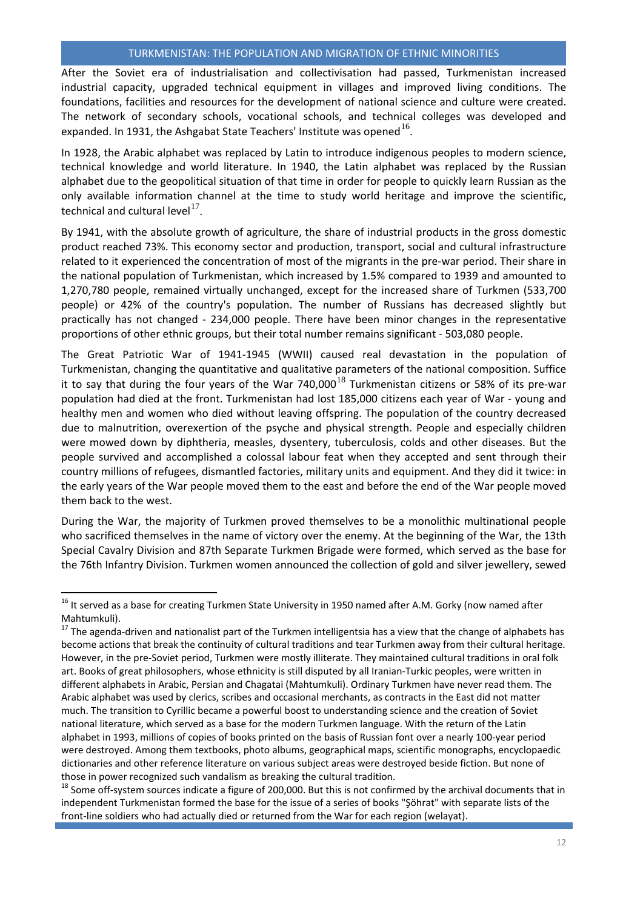After the Soviet era of industrialisation and collectivisation had passed, Turkmenistan increased industrial capacity, upgraded technical equipment in villages and improved living conditions. The foundations, facilities and resources for the development of national science and culture were created. The network of secondary schools, vocational schools, and technical colleges was developed and expanded. In 1931, the Ashgabat State Teachers' Institute was opened[16].

In 1928, the Arabic alphabet was replaced by Latin to introduce indigenous peoples to modern science, technical knowledge and world literature. In 1940, the Latin alphabet was replaced by the Russian alphabet due to the geopolitical situation of that time in order for people to quickly learn Russian as the only available information channel at the time to study world heritage and improve the scientific, technical and cultural level[17].

By 1941, with the absolute growth of agriculture, the share of industrial products in the gross domestic product reached 73%. This economy sector and production, transport, social and cultural infrastructure related to it experienced the concentration of most of the migrants in the pre-war period. Their share in the national population of Turkmenistan, which increased by 1.5% compared to 1939 and amounted to 1,270,780 people, remained virtually unchanged, except for the increased share of Turkmen (533,700 people) or 42% of the country's population. The number of Russians has decreased slightly but practically has not changed - 234,000 people. There have been minor changes in the representative proportions of other ethnic groups, but their total number remains significant - 503,080 people.

The Great Patriotic War of 1941-1945 (WWII) caused real devastation in the population of Turkmenistan, changing the quantitative and qualitative parameters of the national composition. Suffice it to say that during the four years of the War 740,000[18] Turkmenistan citizens or 58% of its pre-war population had died at the front. Turkmenistan had lost 185,000 citizens each year of War - young and healthy men and women who died without leaving offspring. The population of the country decreased due to malnutrition, overexertion of the psyche and physical strength. People and especially children were mowed down by diphtheria, measles, dysentery, tuberculosis, colds and other diseases. But the people survived and accomplished a colossal labour feat when they accepted and sent through their country millions of refugees, dismantled factories, military units and equipment. And they did it twice: in the early years of the War people moved them to the east and before the end of the War people moved them back to the west.

During the War, the majority of Turkmen proved themselves to be a monolithic multinational people who sacrificed themselves in the name of victory over the enemy. At the beginning of the War, the 13th Special Cavalry Division and 87th Separate Turkmen Brigade were formed, which served as the base for the 76th Infantry Division. Turkmen women announced the collection of gold and silver jewellery, sewed

---

[16] It served as a base for creating Turkmen State University in 1950 named after A.M. Gorky (now named after Mahtumkuli).

[17] The agenda-driven and nationalist part of the Turkmen intelligentsia has a view that the change of alphabets has become actions that break the continuity of cultural traditions and tear Turkmen away from their cultural heritage. However, in the pre-Soviet period, Turkmen were mostly illiterate. They maintained cultural traditions in oral folk art. Books of great philosophers, whose ethnicity is still disputed by all Iranian-Turkic peoples, were written in different alphabets in Arabic, Persian and Chagatai (Mahtumkuli). Ordinary Turkmen have never read them. The Arabic alphabet was used by clerics, scribes and occasional merchants, as contracts in the East did not matter much. The transition to Cyrillic became a powerful boost to understanding science and the creation of Soviet national literature, which served as a base for the modern Turkmen language. With the return of the Latin alphabet in 1993, millions of copies of books printed on the basis of Russian font over a nearly 100-year period were destroyed. Among them textbooks, photo albums, geographical maps, scientific monographs, encyclopaedic dictionaries and other reference literature on various subject areas were destroyed beside fiction. But none of those in power recognized such vandalism as breaking the cultural tradition.

[18] Some off-system sources indicate a figure of 200,000. But this is not confirmed by the archival documents that in independent Turkmenistan formed the base for the issue of a series of books "Şöhrat" with separate lists of the front-line soldiers who had actually died or returned from the War for each region (welayat).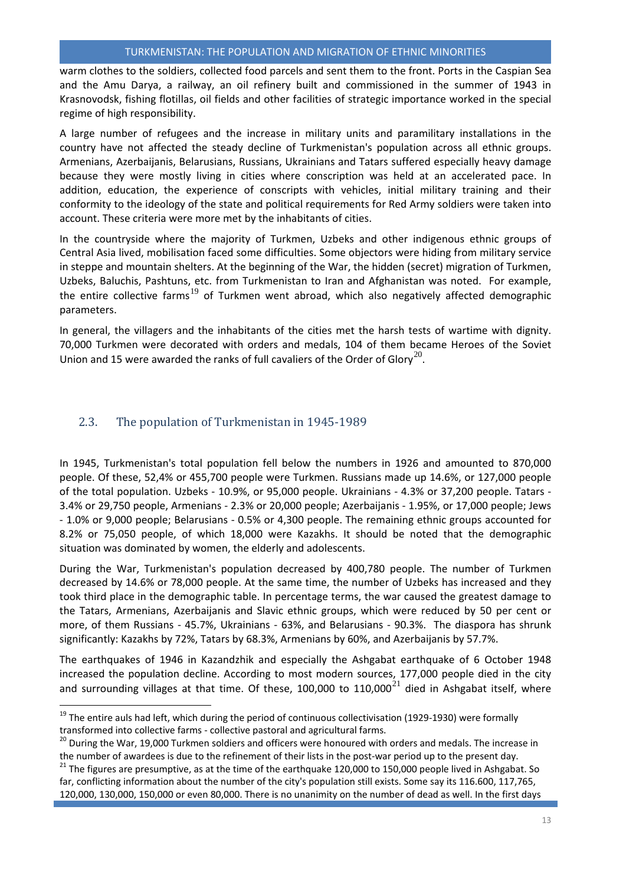warm clothes to the soldiers, collected food parcels and sent them to the front. Ports in the Caspian Sea and the Amu Darya, a railway, an oil refinery built and commissioned in the summer of 1943 in Krasnovodsk, fishing flotillas, oil fields and other facilities of strategic importance worked in the special regime of high responsibility.

A large number of refugees and the increase in military units and paramilitary installations in the country have not affected the steady decline of Turkmenistan's population across all ethnic groups. Armenians, Azerbaijanis, Belarusians, Russians, Ukrainians and Tatars suffered especially heavy damage because they were mostly living in cities where conscription was held at an accelerated pace. In addition, education, the experience of conscripts with vehicles, initial military training and their conformity to the ideology of the state and political requirements for Red Army soldiers were taken into account. These criteria were more met by the inhabitants of cities.

In the countryside where the majority of Turkmen, Uzbeks and other indigenous ethnic groups of Central Asia lived, mobilisation faced some difficulties. Some objectors were hiding from military service in steppe and mountain shelters. At the beginning of the War, the hidden (secret) migration of Turkmen, Uzbeks, Baluchis, Pashtuns, etc. from Turkmenistan to Iran and Afghanistan was noted. For example, the entire collective farms[19] of Turkmen went abroad, which also negatively affected demographic parameters.

In general, the villagers and the inhabitants of the cities met the harsh tests of wartime with dignity. 70,000 Turkmen were decorated with orders and medals, 104 of them became Heroes of the Soviet Union and 15 were awarded the ranks of full cavaliers of the Order of Glory[20].

## 2.3. The population of Turkmenistan in 1945-1989

In 1945, Turkmenistan's total population fell below the numbers in 1926 and amounted to 870,000 people. Of these, 52,4% or 455,700 people were Turkmen. Russians made up 14.6%, or 127,000 people of the total population. Uzbeks - 10.9%, or 95,000 people. Ukrainians - 4.3% or 37,200 people. Tatars - 3.4% or 29,750 people, Armenians - 2.3% or 20,000 people; Azerbaijanis - 1.95%, or 17,000 people; Jews - 1.0% or 9,000 people; Belarusians - 0.5% or 4,300 people. The remaining ethnic groups accounted for 8.2% or 75,050 people, of which 18,000 were Kazakhs. It should be noted that the demographic situation was dominated by women, the elderly and adolescents.

During the War, Turkmenistan's population decreased by 400,780 people. The number of Turkmen decreased by 14.6% or 78,000 people. At the same time, the number of Uzbeks has increased and they took third place in the demographic table. In percentage terms, the war caused the greatest damage to the Tatars, Armenians, Azerbaijanis and Slavic ethnic groups, which were reduced by 50 per cent or more, of them Russians - 45.7%, Ukrainians - 63%, and Belarusians - 90.3%. The diaspora has shrunk significantly: Kazakhs by 72%, Tatars by 68.3%, Armenians by 60%, and Azerbaijanis by 57.7%.

The earthquakes of 1946 in Kazandzhik and especially the Ashgabat earthquake of 6 October 1948 increased the population decline. According to most modern sources, 177,000 people died in the city and surrounding villages at that time. Of these, 100,000 to 110,000[21] died in Ashgabat itself, where

---

[19] The entire auls had left, which during the period of continuous collectivisation (1929-1930) were formally transformed into collective farms - collective pastoral and agricultural farms.

[20] During the War, 19,000 Turkmen soldiers and officers were honoured with orders and medals. The increase in the number of awardees is due to the refinement of their lists in the post-war period up to the present day.

[21] The figures are presumptive, as at the time of the earthquake 120,000 to 150,000 people lived in Ashgabat. So far, conflicting information about the number of the city's population still exists. Some say its 116.600, 117,765, 120,000, 130,000, 150,000 or even 80,000. There is no unanimity on the number of dead as well. In the first days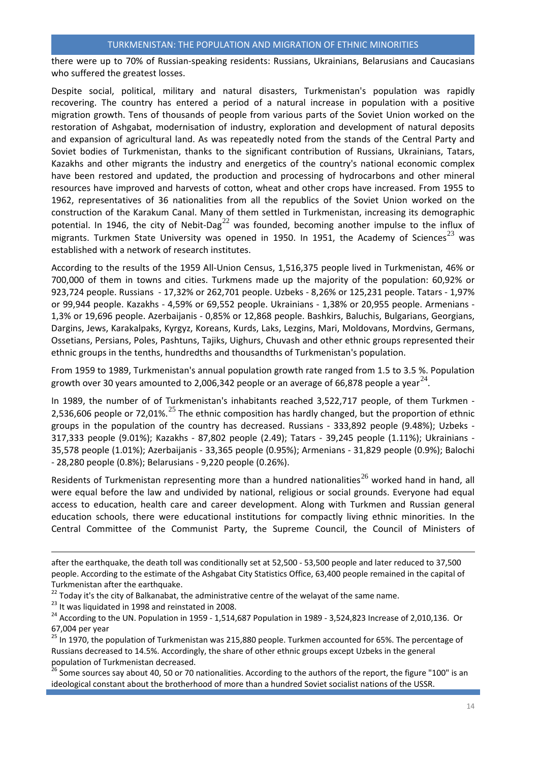there were up to 70% of Russian-speaking residents: Russians, Ukrainians, Belarusians and Caucasians who suffered the greatest losses.

Despite social, political, military and natural disasters, Turkmenistan's population was rapidly recovering. The country has entered a period of a natural increase in population with a positive migration growth. Tens of thousands of people from various parts of the Soviet Union worked on the restoration of Ashgabat, modernisation of industry, exploration and development of natural deposits and expansion of agricultural land. As was repeatedly noted from the stands of the Central Party and Soviet bodies of Turkmenistan, thanks to the significant contribution of Russians, Ukrainians, Tatars, Kazakhs and other migrants the industry and energetics of the country's national economic complex have been restored and updated, the production and processing of hydrocarbons and other mineral resources have improved and harvests of cotton, wheat and other crops have increased. From 1955 to 1962, representatives of 36 nationalities from all the republics of the Soviet Union worked on the construction of the Karakum Canal. Many of them settled in Turkmenistan, increasing its demographic potential. In 1946, the city of Nebit-Dag[22] was founded, becoming another impulse to the influx of migrants. Turkmen State University was opened in 1950. In 1951, the Academy of Sciences[23] was established with a network of research institutes.

According to the results of the 1959 All-Union Census, 1,516,375 people lived in Turkmenistan, 46% or 700,000 of them in towns and cities. Turkmens made up the majority of the population: 60,92% or 923,724 people. Russians - 17,32% or 262,701 people. Uzbeks - 8,26% or 125,231 people. Tatars - 1,97% or 99,944 people. Kazakhs - 4,59% or 69,552 people. Ukrainians - 1,38% or 20,955 people. Armenians - 1,3% or 19,696 people. Azerbaijanis - 0,85% or 12,868 people. Bashkirs, Baluchis, Bulgarians, Georgians, Dargins, Jews, Karakalpaks, Kyrgyz, Koreans, Kurds, Laks, Lezgins, Mari, Moldovans, Mordvins, Germans, Ossetians, Persians, Poles, Pashtuns, Tajiks, Uighurs, Chuvash and other ethnic groups represented their ethnic groups in the tenths, hundredths and thousandths of Turkmenistan's population.

From 1959 to 1989, Turkmenistan's annual population growth rate ranged from 1.5 to 3.5 %. Population growth over 30 years amounted to 2,006,342 people or an average of 66,878 people a year[24].

In 1989, the number of of Turkmenistan's inhabitants reached 3,522,717 people, of them Turkmen - 2,536,606 people or 72,01%.[25] The ethnic composition has hardly changed, but the proportion of ethnic groups in the population of the country has decreased. Russians - 333,892 people (9.48%); Uzbeks - 317,333 people (9.01%); Kazakhs - 87,802 people (2.49); Tatars - 39,245 people (1.11%); Ukrainians - 35,578 people (1.01%); Azerbaijanis - 33,365 people (0.95%); Armenians - 31,829 people (0.9%); Balochi - 28,280 people (0.8%); Belarusians - 9,220 people (0.26%).

Residents of Turkmenistan representing more than a hundred nationalities[26] worked hand in hand, all were equal before the law and undivided by national, religious or social grounds. Everyone had equal access to education, health care and career development. Along with Turkmen and Russian general education schools, there were educational institutions for compactly living ethnic minorities. In the Central Committee of the Communist Party, the Supreme Council, the Council of Ministers of

---

after the earthquake, the death toll was conditionally set at 52,500 - 53,500 people and later reduced to 37,500 people. According to the estimate of the Ashgabat City Statistics Office, 63,400 people remained in the capital of Turkmenistan after the earthquake.

[22] Today it's the city of Balkanabat, the administrative centre of the welayat of the same name.

[23] It was liquidated in 1998 and reinstated in 2008.

[24] According to the UN. Population in 1959 - 1,514,687 Population in 1989 - 3,524,823 Increase of 2,010,136. Or 67,004 per year

[25] In 1970, the population of Turkmenistan was 215,880 people. Turkmen accounted for 65%. The percentage of Russians decreased to 14.5%. Accordingly, the share of other ethnic groups except Uzbeks in the general population of Turkmenistan decreased.

[26] Some sources say about 40, 50 or 70 nationalities. According to the authors of the report, the figure "100" is an ideological constant about the brotherhood of more than a hundred Soviet socialist nations of the USSR.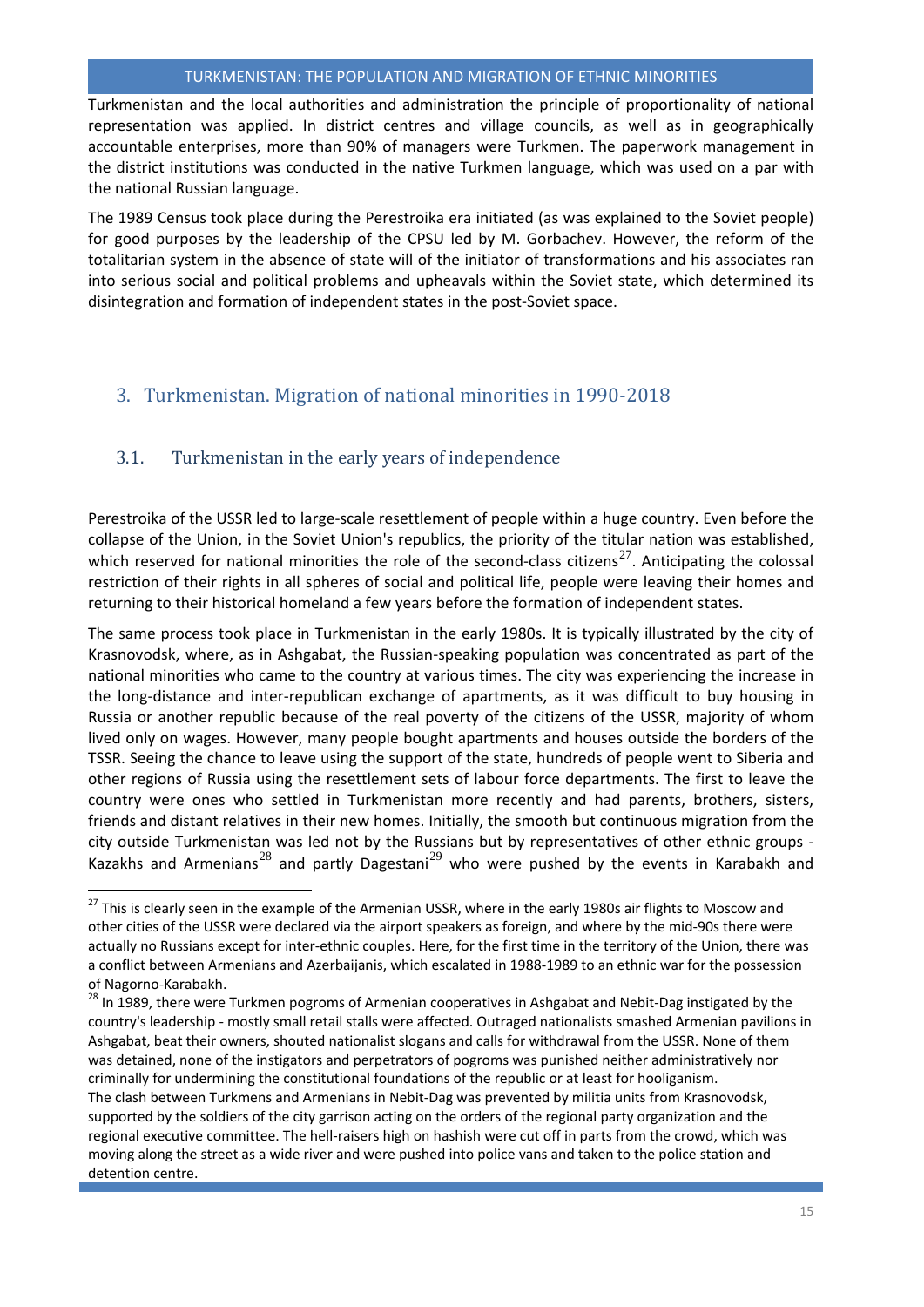Turkmenistan and the local authorities and administration the principle of proportionality of national representation was applied. In district centres and village councils, as well as in geographically accountable enterprises, more than 90% of managers were Turkmen. The paperwork management in the district institutions was conducted in the native Turkmen language, which was used on a par with the national Russian language.

The 1989 Census took place during the Perestroika era initiated (as was explained to the Soviet people) for good purposes by the leadership of the CPSU led by M. Gorbachev. However, the reform of the totalitarian system in the absence of state will of the initiator of transformations and his associates ran into serious social and political problems and upheavals within the Soviet state, which determined its disintegration and formation of independent states in the post-Soviet space.

## 3. Turkmenistan. Migration of national minorities in 1990-2018

### 3.1. Turkmenistan in the early years of independence

Perestroika of the USSR led to large-scale resettlement of people within a huge country. Even before the collapse of the Union, in the Soviet Union's republics, the priority of the titular nation was established, which reserved for national minorities the role of the second-class citizens[27]. Anticipating the colossal restriction of their rights in all spheres of social and political life, people were leaving their homes and returning to their historical homeland a few years before the formation of independent states.

The same process took place in Turkmenistan in the early 1980s. It is typically illustrated by the city of Krasnovodsk, where, as in Ashgabat, the Russian-speaking population was concentrated as part of the national minorities who came to the country at various times. The city was experiencing the increase in the long-distance and inter-republican exchange of apartments, as it was difficult to buy housing in Russia or another republic because of the real poverty of the citizens of the USSR, majority of whom lived only on wages. However, many people bought apartments and houses outside the borders of the TSSR. Seeing the chance to leave using the support of the state, hundreds of people went to Siberia and other regions of Russia using the resettlement sets of labour force departments. The first to leave the country were ones who settled in Turkmenistan more recently and had parents, brothers, sisters, friends and distant relatives in their new homes. Initially, the smooth but continuous migration from the city outside Turkmenistan was led not by the Russians but by representatives of other ethnic groups - Kazakhs and Armenians[28] and partly Dagestani[29] who were pushed by the events in Karabakh and

---

[27] This is clearly seen in the example of the Armenian USSR, where in the early 1980s air flights to Moscow and other cities of the USSR were declared via the airport speakers as foreign, and where by the mid-90s there were actually no Russians except for inter-ethnic couples. Here, for the first time in the territory of the Union, there was a conflict between Armenians and Azerbaijanis, which escalated in 1988-1989 to an ethnic war for the possession of Nagorno-Karabakh.

[28] In 1989, there were Turkmen pogroms of Armenian cooperatives in Ashgabat and Nebit-Dag instigated by the country's leadership - mostly small retail stalls were affected. Outraged nationalists smashed Armenian pavilions in Ashgabat, beat their owners, shouted nationalist slogans and calls for withdrawal from the USSR. None of them was detained, none of the instigators and perpetrators of pogroms was punished neither administratively nor criminally for undermining the constitutional foundations of the republic or at least for hooliganism.
The clash between Turkmens and Armenians in Nebit-Dag was prevented by militia units from Krasnovodsk, supported by the soldiers of the city garrison acting on the orders of the regional party organization and the regional executive committee. The hell-raisers high on hashish were cut off in parts from the crowd, which was moving along the street as a wide river and were pushed into police vans and taken to the police station and detention centre.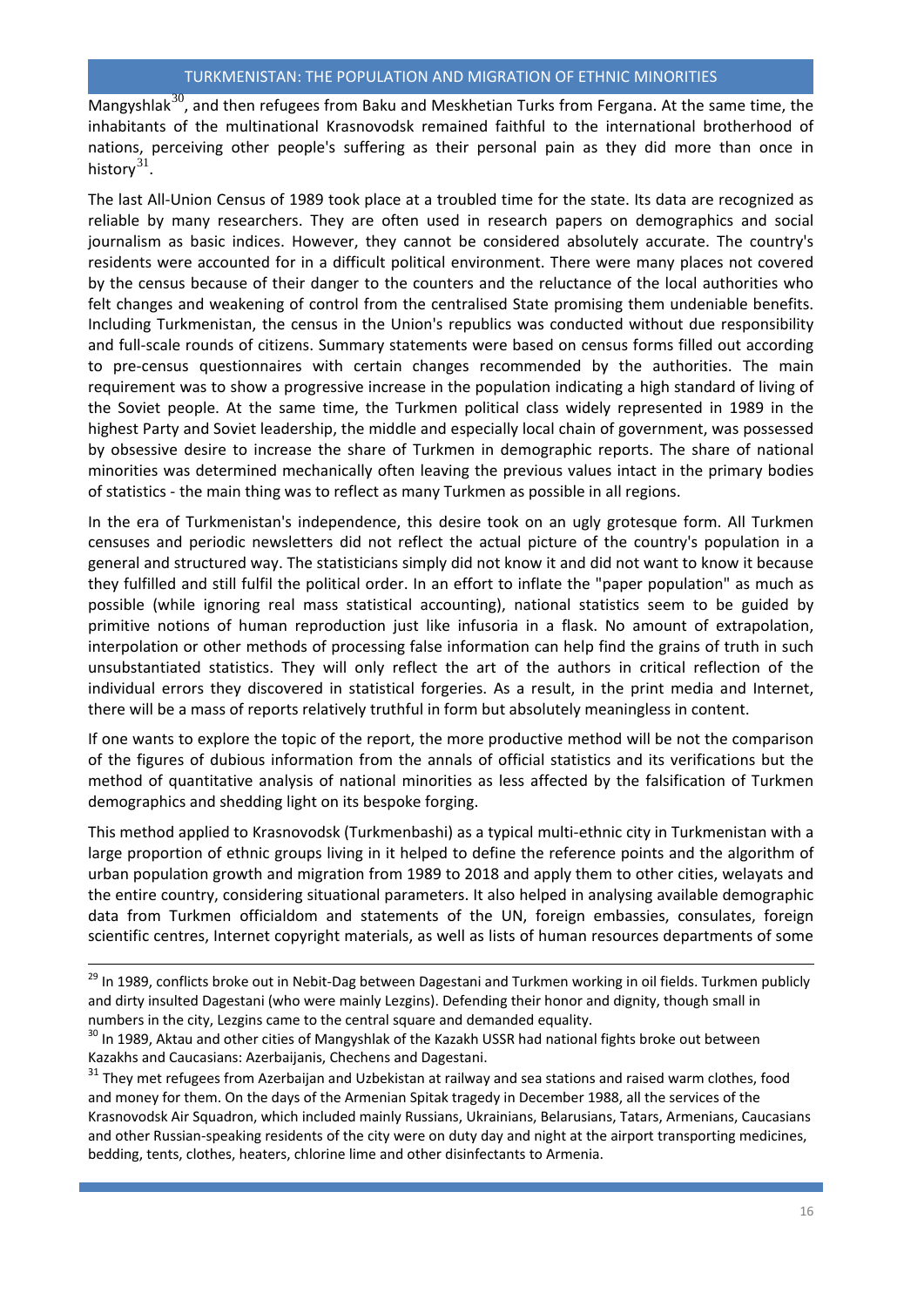Mangyshlak[30], and then refugees from Baku and Meskhetian Turks from Fergana. At the same time, the inhabitants of the multinational Krasnovodsk remained faithful to the international brotherhood of nations, perceiving other people's suffering as their personal pain as they did more than once in history[31].

The last All-Union Census of 1989 took place at a troubled time for the state. Its data are recognized as reliable by many researchers. They are often used in research papers on demographics and social journalism as basic indices. However, they cannot be considered absolutely accurate. The country's residents were accounted for in a difficult political environment. There were many places not covered by the census because of their danger to the counters and the reluctance of the local authorities who felt changes and weakening of control from the centralised State promising them undeniable benefits. Including Turkmenistan, the census in the Union's republics was conducted without due responsibility and full-scale rounds of citizens. Summary statements were based on census forms filled out according to pre-census questionnaires with certain changes recommended by the authorities. The main requirement was to show a progressive increase in the population indicating a high standard of living of the Soviet people. At the same time, the Turkmen political class widely represented in 1989 in the highest Party and Soviet leadership, the middle and especially local chain of government, was possessed by obsessive desire to increase the share of Turkmen in demographic reports. The share of national minorities was determined mechanically often leaving the previous values intact in the primary bodies of statistics - the main thing was to reflect as many Turkmen as possible in all regions.

In the era of Turkmenistan's independence, this desire took on an ugly grotesque form. All Turkmen censuses and periodic newsletters did not reflect the actual picture of the country's population in a general and structured way. The statisticians simply did not know it and did not want to know it because they fulfilled and still fulfil the political order. In an effort to inflate the "paper population" as much as possible (while ignoring real mass statistical accounting), national statistics seem to be guided by primitive notions of human reproduction just like infusoria in a flask. No amount of extrapolation, interpolation or other methods of processing false information can help find the grains of truth in such unsubstantiated statistics. They will only reflect the art of the authors in critical reflection of the individual errors they discovered in statistical forgeries. As a result, in the print media and Internet, there will be a mass of reports relatively truthful in form but absolutely meaningless in content.

If one wants to explore the topic of the report, the more productive method will be not the comparison of the figures of dubious information from the annals of official statistics and its verifications but the method of quantitative analysis of national minorities as less affected by the falsification of Turkmen demographics and shedding light on its bespoke forging.

This method applied to Krasnovodsk (Turkmenbashi) as a typical multi-ethnic city in Turkmenistan with a large proportion of ethnic groups living in it helped to define the reference points and the algorithm of urban population growth and migration from 1989 to 2018 and apply them to other cities, welayats and the entire country, considering situational parameters. It also helped in analysing available demographic data from Turkmen officialdom and statements of the UN, foreign embassies, consulates, foreign scientific centres, Internet copyright materials, as well as lists of human resources departments of some

---

[29] In 1989, conflicts broke out in Nebit-Dag between Dagestani and Turkmen working in oil fields. Turkmen publicly and dirty insulted Dagestani (who were mainly Lezgins). Defending their honor and dignity, though small in numbers in the city, Lezgins came to the central square and demanded equality.

[30] In 1989, Aktau and other cities of Mangyshlak of the Kazakh USSR had national fights broke out between Kazakhs and Caucasians: Azerbaijanis, Chechens and Dagestani.

[31] They met refugees from Azerbaijan and Uzbekistan at railway and sea stations and raised warm clothes, food and money for them. On the days of the Armenian Spitak tragedy in December 1988, all the services of the Krasnovodsk Air Squadron, which included mainly Russians, Ukrainians, Belarusians, Tatars, Armenians, Caucasians and other Russian-speaking residents of the city were on duty day and night at the airport transporting medicines, bedding, tents, clothes, heaters, chlorine lime and other disinfectants to Armenia.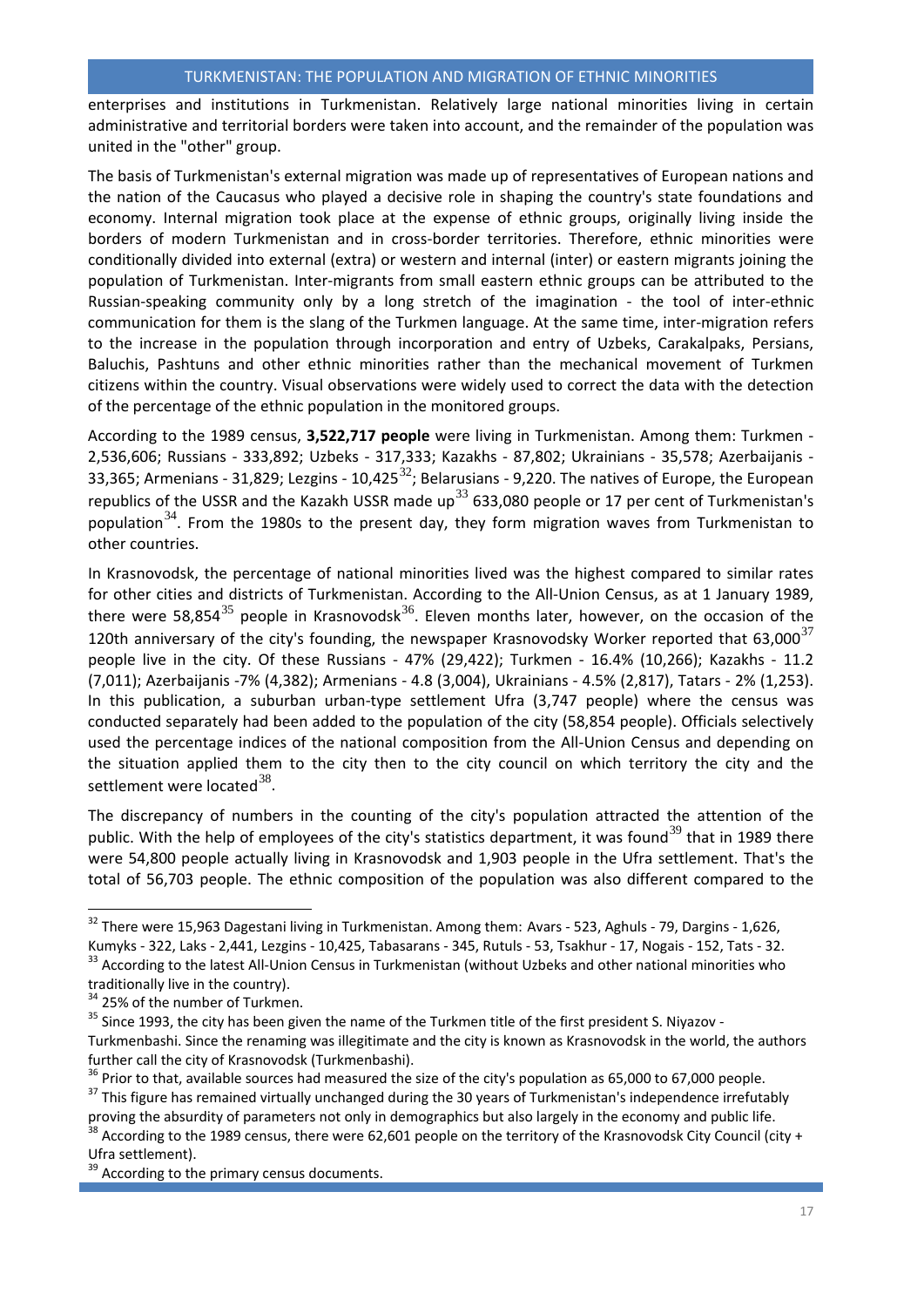enterprises and institutions in Turkmenistan. Relatively large national minorities living in certain administrative and territorial borders were taken into account, and the remainder of the population was united in the "other" group.

The basis of Turkmenistan's external migration was made up of representatives of European nations and the nation of the Caucasus who played a decisive role in shaping the country's state foundations and economy. Internal migration took place at the expense of ethnic groups, originally living inside the borders of modern Turkmenistan and in cross-border territories. Therefore, ethnic minorities were conditionally divided into external (extra) or western and internal (inter) or eastern migrants joining the population of Turkmenistan. Inter-migrants from small eastern ethnic groups can be attributed to the Russian-speaking community only by a long stretch of the imagination - the tool of inter-ethnic communication for them is the slang of the Turkmen language. At the same time, inter-migration refers to the increase in the population through incorporation and entry of Uzbeks, Carakalpaks, Persians, Baluchis, Pashtuns and other ethnic minorities rather than the mechanical movement of Turkmen citizens within the country. Visual observations were widely used to correct the data with the detection of the percentage of the ethnic population in the monitored groups.

According to the 1989 census, **3,522,717 people** were living in Turkmenistan. Among them: Turkmen - 2,536,606; Russians - 333,892; Uzbeks - 317,333; Kazakhs - 87,802; Ukrainians - 35,578; Azerbaijanis - 33,365; Armenians - 31,829; Lezgins - 10,425[32]; Belarusians - 9,220. The natives of Europe, the European republics of the USSR and the Kazakh USSR made up[33] 633,080 people or 17 per cent of Turkmenistan's population[34]. From the 1980s to the present day, they form migration waves from Turkmenistan to other countries.

In Krasnovodsk, the percentage of national minorities lived was the highest compared to similar rates for other cities and districts of Turkmenistan. According to the All-Union Census, as at 1 January 1989, there were 58,854[35] people in Krasnovodsk[36]. Eleven months later, however, on the occasion of the 120th anniversary of the city's founding, the newspaper Krasnovodsky Worker reported that 63,000[37] people live in the city. Of these Russians - 47% (29,422); Turkmen - 16.4% (10,266); Kazakhs - 11.2 (7,011); Azerbaijanis -7% (4,382); Armenians - 4.8 (3,004), Ukrainians - 4.5% (2,817), Tatars - 2% (1,253). In this publication, a suburban urban-type settlement Ufra (3,747 people) where the census was conducted separately had been added to the population of the city (58,854 people). Officials selectively used the percentage indices of the national composition from the All-Union Census and depending on the situation applied them to the city then to the city council on which territory the city and the settlement were located[38].

The discrepancy of numbers in the counting of the city's population attracted the attention of the public. With the help of employees of the city's statistics department, it was found[39] that in 1989 there were 54,800 people actually living in Krasnovodsk and 1,903 people in the Ufra settlement. That's the total of 56,703 people. The ethnic composition of the population was also different compared to the

---

[32] There were 15,963 Dagestani living in Turkmenistan. Among them: Avars - 523, Aghuls - 79, Dargins - 1,626, Kumyks - 322, Laks - 2,441, Lezgins - 10,425, Tabasarans - 345, Rutuls - 53, Tsakhur - 17, Nogais - 152, Tats - 32.

[33] According to the latest All-Union Census in Turkmenistan (without Uzbeks and other national minorities who traditionally live in the country).

[34] 25% of the number of Turkmen.

[35] Since 1993, the city has been given the name of the Turkmen title of the first president S. Niyazov - Turkmenbashi. Since the renaming was illegitimate and the city is known as Krasnovodsk in the world, the authors further call the city of Krasnovodsk (Turkmenbashi).

[36] Prior to that, available sources had measured the size of the city's population as 65,000 to 67,000 people.

[37] This figure has remained virtually unchanged during the 30 years of Turkmenistan's independence irrefutably proving the absurdity of parameters not only in demographics but also largely in the economy and public life.

[38] According to the 1989 census, there were 62,601 people on the territory of the Krasnovodsk City Council (city + Ufra settlement).

[39] According to the primary census documents.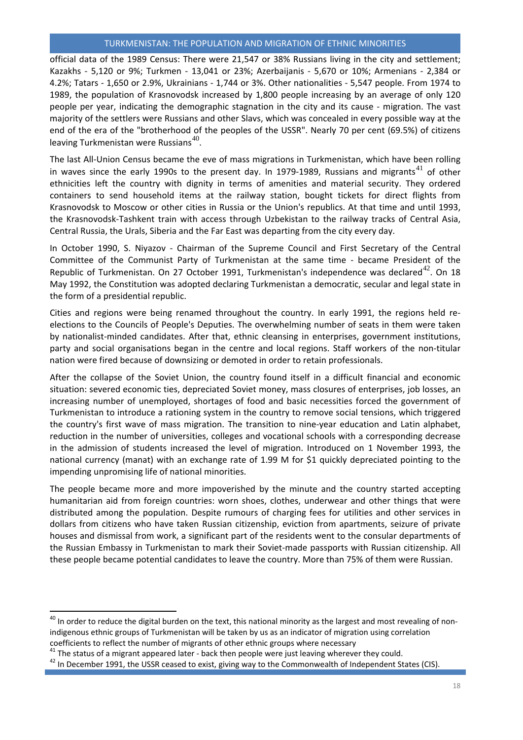official data of the 1989 Census: There were 21,547 or 38% Russians living in the city and settlement; Kazakhs - 5,120 or 9%; Turkmen - 13,041 or 23%; Azerbaijanis - 5,670 or 10%; Armenians - 2,384 or 4.2%; Tatars - 1,650 or 2.9%, Ukrainians - 1,744 or 3%. Other nationalities - 5,547 people. From 1974 to 1989, the population of Krasnovodsk increased by 1,800 people increasing by an average of only 120 people per year, indicating the demographic stagnation in the city and its cause - migration. The vast majority of the settlers were Russians and other Slavs, which was concealed in every possible way at the end of the era of the "brotherhood of the peoples of the USSR". Nearly 70 per cent (69.5%) of citizens leaving Turkmenistan were Russians[40].

The last All-Union Census became the eve of mass migrations in Turkmenistan, which have been rolling in waves since the early 1990s to the present day. In 1979-1989, Russians and migrants[41] of other ethnicities left the country with dignity in terms of amenities and material security. They ordered containers to send household items at the railway station, bought tickets for direct flights from Krasnovodsk to Moscow or other cities in Russia or the Union's republics. At that time and until 1993, the Krasnovodsk-Tashkent train with access through Uzbekistan to the railway tracks of Central Asia, Central Russia, the Urals, Siberia and the Far East was departing from the city every day.

In October 1990, S. Niyazov - Chairman of the Supreme Council and First Secretary of the Central Committee of the Communist Party of Turkmenistan at the same time - became President of the Republic of Turkmenistan. On 27 October 1991, Turkmenistan's independence was declared[42]. On 18 May 1992, the Constitution was adopted declaring Turkmenistan a democratic, secular and legal state in the form of a presidential republic.

Cities and regions were being renamed throughout the country. In early 1991, the regions held re-elections to the Councils of People's Deputies. The overwhelming number of seats in them were taken by nationalist-minded candidates. After that, ethnic cleansing in enterprises, government institutions, party and social organisations began in the centre and local regions. Staff workers of the non-titular nation were fired because of downsizing or demoted in order to retain professionals.

After the collapse of the Soviet Union, the country found itself in a difficult financial and economic situation: severed economic ties, depreciated Soviet money, mass closures of enterprises, job losses, an increasing number of unemployed, shortages of food and basic necessities forced the government of Turkmenistan to introduce a rationing system in the country to remove social tensions, which triggered the country's first wave of mass migration. The transition to nine-year education and Latin alphabet, reduction in the number of universities, colleges and vocational schools with a corresponding decrease in the admission of students increased the level of migration. Introduced on 1 November 1993, the national currency (manat) with an exchange rate of 1.99 M for $1 quickly depreciated pointing to the impending unpromising life of national minorities.

The people became more and more impoverished by the minute and the country started accepting humanitarian aid from foreign countries: worn shoes, clothes, underwear and other things that were distributed among the population. Despite rumours of charging fees for utilities and other services in dollars from citizens who have taken Russian citizenship, eviction from apartments, seizure of private houses and dismissal from work, a significant part of the residents went to the consular departments of the Russian Embassy in Turkmenistan to mark their Soviet-made passports with Russian citizenship. All these people became potential candidates to leave the country. More than 75% of them were Russian.

---

[40] In order to reduce the digital burden on the text, this national minority as the largest and most revealing of non-indigenous ethnic groups of Turkmenistan will be taken by us as an indicator of migration using correlation coefficients to reflect the number of migrants of other ethnic groups where necessary

[41] The status of a migrant appeared later - back then people were just leaving wherever they could.

[42] In December 1991, the USSR ceased to exist, giving way to the Commonwealth of Independent States (CIS).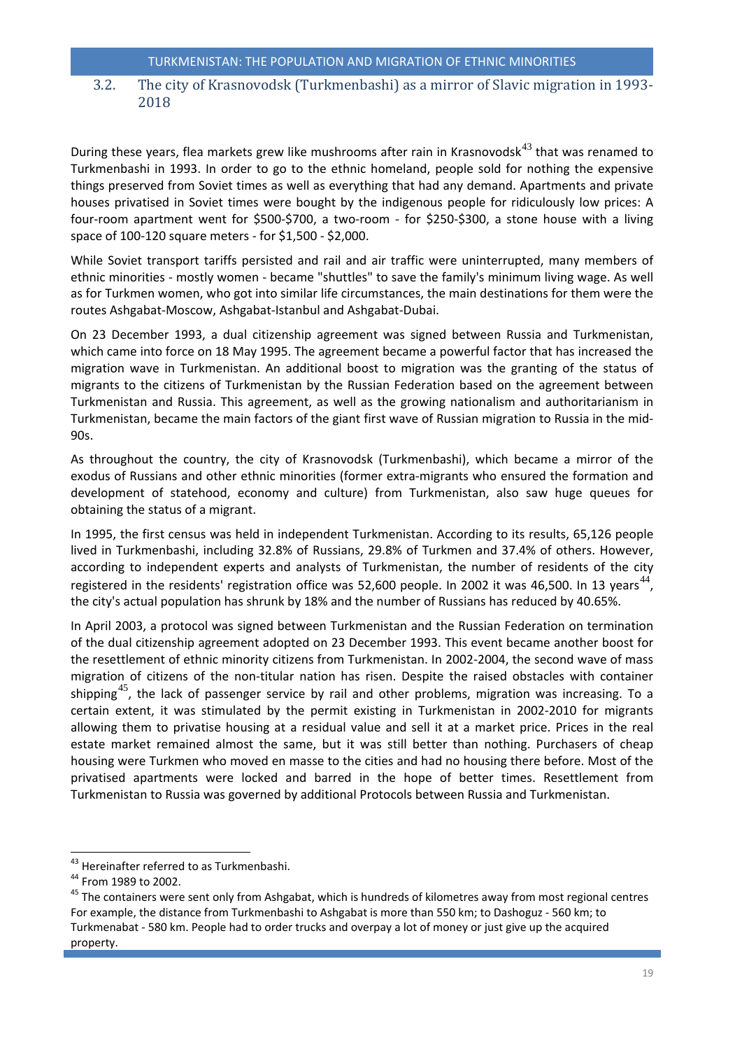### 3.2. The city of Krasnovodsk (Turkmenbashi) as a mirror of Slavic migration in 1993-2018

During these years, flea markets grew like mushrooms after rain in Krasnovodsk[43] that was renamed to Turkmenbashi in 1993. In order to go to the ethnic homeland, people sold for nothing the expensive things preserved from Soviet times as well as everything that had any demand. Apartments and private houses privatised in Soviet times were bought by the indigenous people for ridiculously low prices: A four-room apartment went for $500-$700, a two-room - for $250-$300, a stone house with a living space of 100-120 square meters - for $1,500 - $2,000.

While Soviet transport tariffs persisted and rail and air traffic were uninterrupted, many members of ethnic minorities - mostly women - became "shuttles" to save the family's minimum living wage. As well as for Turkmen women, who got into similar life circumstances, the main destinations for them were the routes Ashgabat-Moscow, Ashgabat-Istanbul and Ashgabat-Dubai.

On 23 December 1993, a dual citizenship agreement was signed between Russia and Turkmenistan, which came into force on 18 May 1995. The agreement became a powerful factor that has increased the migration wave in Turkmenistan. An additional boost to migration was the granting of the status of migrants to the citizens of Turkmenistan by the Russian Federation based on the agreement between Turkmenistan and Russia. This agreement, as well as the growing nationalism and authoritarianism in Turkmenistan, became the main factors of the giant first wave of Russian migration to Russia in the mid-90s.

As throughout the country, the city of Krasnovodsk (Turkmenbashi), which became a mirror of the exodus of Russians and other ethnic minorities (former extra-migrants who ensured the formation and development of statehood, economy and culture) from Turkmenistan, also saw huge queues for obtaining the status of a migrant.

In 1995, the first census was held in independent Turkmenistan. According to its results, 65,126 people lived in Turkmenbashi, including 32.8% of Russians, 29.8% of Turkmen and 37.4% of others. However, according to independent experts and analysts of Turkmenistan, the number of residents of the city registered in the residents' registration office was 52,600 people. In 2002 it was 46,500. In 13 years[44], the city's actual population has shrunk by 18% and the number of Russians has reduced by 40.65%.

In April 2003, a protocol was signed between Turkmenistan and the Russian Federation on termination of the dual citizenship agreement adopted on 23 December 1993. This event became another boost for the resettlement of ethnic minority citizens from Turkmenistan. In 2002-2004, the second wave of mass migration of citizens of the non-titular nation has risen. Despite the raised obstacles with container shipping[45], the lack of passenger service by rail and other problems, migration was increasing. To a certain extent, it was stimulated by the permit existing in Turkmenistan in 2002-2010 for migrants allowing them to privatise housing at a residual value and sell it at a market price. Prices in the real estate market remained almost the same, but it was still better than nothing. Purchasers of cheap housing were Turkmen who moved en masse to the cities and had no housing there before. Most of the privatised apartments were locked and barred in the hope of better times. Resettlement from Turkmenistan to Russia was governed by additional Protocols between Russia and Turkmenistan.

---

[43] Hereinafter referred to as Turkmenbashi.

[44] From 1989 to 2002.

[45] The containers were sent only from Ashgabat, which is hundreds of kilometres away from most regional centres For example, the distance from Turkmenbashi to Ashgabat is more than 550 km; to Dashoguz - 560 km; to Turkmenabat - 580 km. People had to order trucks and overpay a lot of money or just give up the acquired property.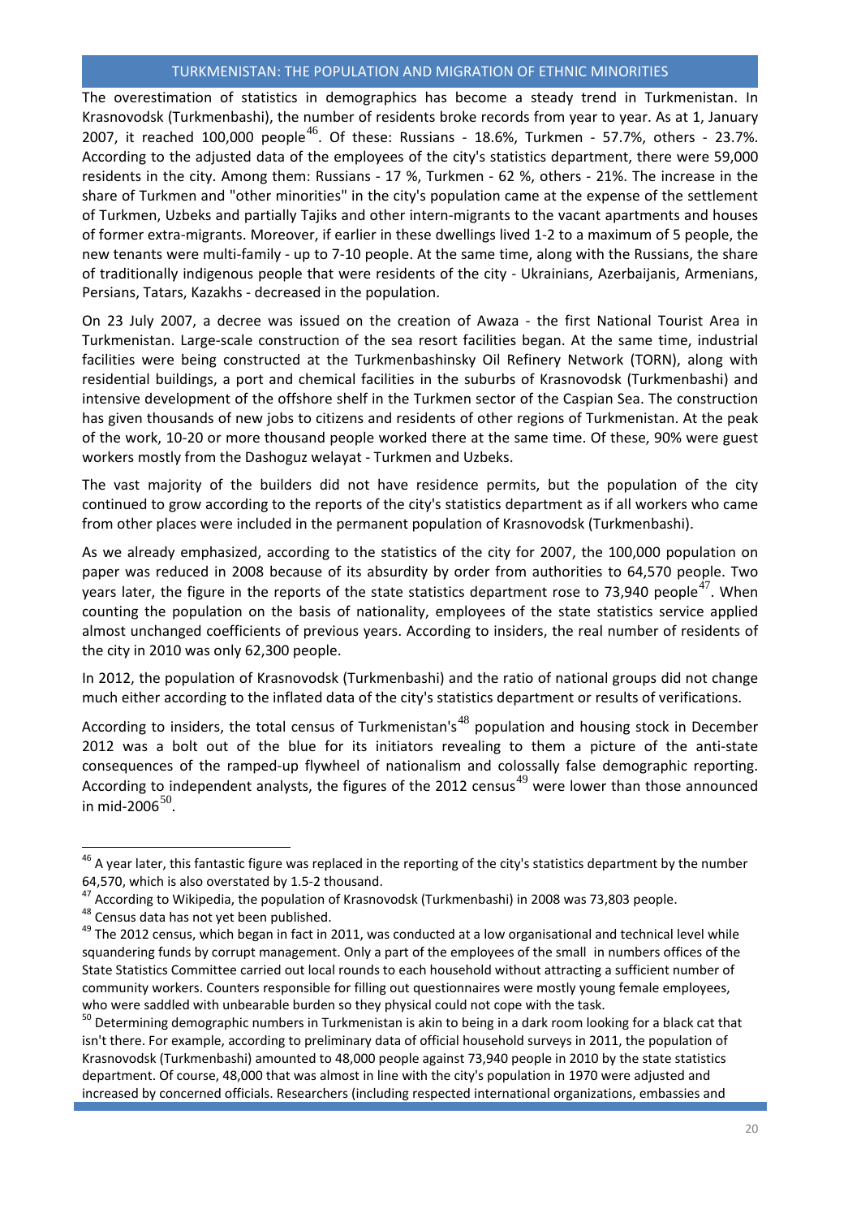The overestimation of statistics in demographics has become a steady trend in Turkmenistan. In Krasnovodsk (Turkmenbashi), the number of residents broke records from year to year. As at 1, January 2007, it reached 100,000 people[46]. Of these: Russians - 18.6%, Turkmen - 57.7%, others - 23.7%. According to the adjusted data of the employees of the city's statistics department, there were 59,000 residents in the city. Among them: Russians - 17 %, Turkmen - 62 %, others - 21%. The increase in the share of Turkmen and "other minorities" in the city's population came at the expense of the settlement of Turkmen, Uzbeks and partially Tajiks and other intern-migrants to the vacant apartments and houses of former extra-migrants. Moreover, if earlier in these dwellings lived 1-2 to a maximum of 5 people, the new tenants were multi-family - up to 7-10 people. At the same time, along with the Russians, the share of traditionally indigenous people that were residents of the city - Ukrainians, Azerbaijanis, Armenians, Persians, Tatars, Kazakhs - decreased in the population.

On 23 July 2007, a decree was issued on the creation of Awaza - the first National Tourist Area in Turkmenistan. Large-scale construction of the sea resort facilities began. At the same time, industrial facilities were being constructed at the Turkmenbashinsky Oil Refinery Network (TORN), along with residential buildings, a port and chemical facilities in the suburbs of Krasnovodsk (Turkmenbashi) and intensive development of the offshore shelf in the Turkmen sector of the Caspian Sea. The construction has given thousands of new jobs to citizens and residents of other regions of Turkmenistan. At the peak of the work, 10-20 or more thousand people worked there at the same time. Of these, 90% were guest workers mostly from the Dashoguz welayat - Turkmen and Uzbeks.

The vast majority of the builders did not have residence permits, but the population of the city continued to grow according to the reports of the city's statistics department as if all workers who came from other places were included in the permanent population of Krasnovodsk (Turkmenbashi).

As we already emphasized, according to the statistics of the city for 2007, the 100,000 population on paper was reduced in 2008 because of its absurdity by order from authorities to 64,570 people. Two years later, the figure in the reports of the state statistics department rose to 73,940 people[47]. When counting the population on the basis of nationality, employees of the state statistics service applied almost unchanged coefficients of previous years. According to insiders, the real number of residents of the city in 2010 was only 62,300 people.

In 2012, the population of Krasnovodsk (Turkmenbashi) and the ratio of national groups did not change much either according to the inflated data of the city's statistics department or results of verifications.

According to insiders, the total census of Turkmenistan's[48] population and housing stock in December 2012 was a bolt out of the blue for its initiators revealing to them a picture of the anti-state consequences of the ramped-up flywheel of nationalism and colossally false demographic reporting. According to independent analysts, the figures of the 2012 census[49] were lower than those announced in mid-2006[50].

---

[46] A year later, this fantastic figure was replaced in the reporting of the city's statistics department by the number 64,570, which is also overstated by 1.5-2 thousand.

[47] According to Wikipedia, the population of Krasnovodsk (Turkmenbashi) in 2008 was 73,803 people.

[48] Census data has not yet been published.

[49] The 2012 census, which began in fact in 2011, was conducted at a low organisational and technical level while squandering funds by corrupt management. Only a part of the employees of the small in numbers offices of the State Statistics Committee carried out local rounds to each household without attracting a sufficient number of community workers. Counters responsible for filling out questionnaires were mostly young female employees, who were saddled with unbearable burden so they physical could not cope with the task.

[50] Determining demographic numbers in Turkmenistan is akin to being in a dark room looking for a black cat that isn't there. For example, according to preliminary data of official household surveys in 2011, the population of Krasnovodsk (Turkmenbashi) amounted to 48,000 people against 73,940 people in 2010 by the state statistics department. Of course, 48,000 that was almost in line with the city's population in 1970 were adjusted and increased by concerned officials. Researchers (including respected international organizations, embassies and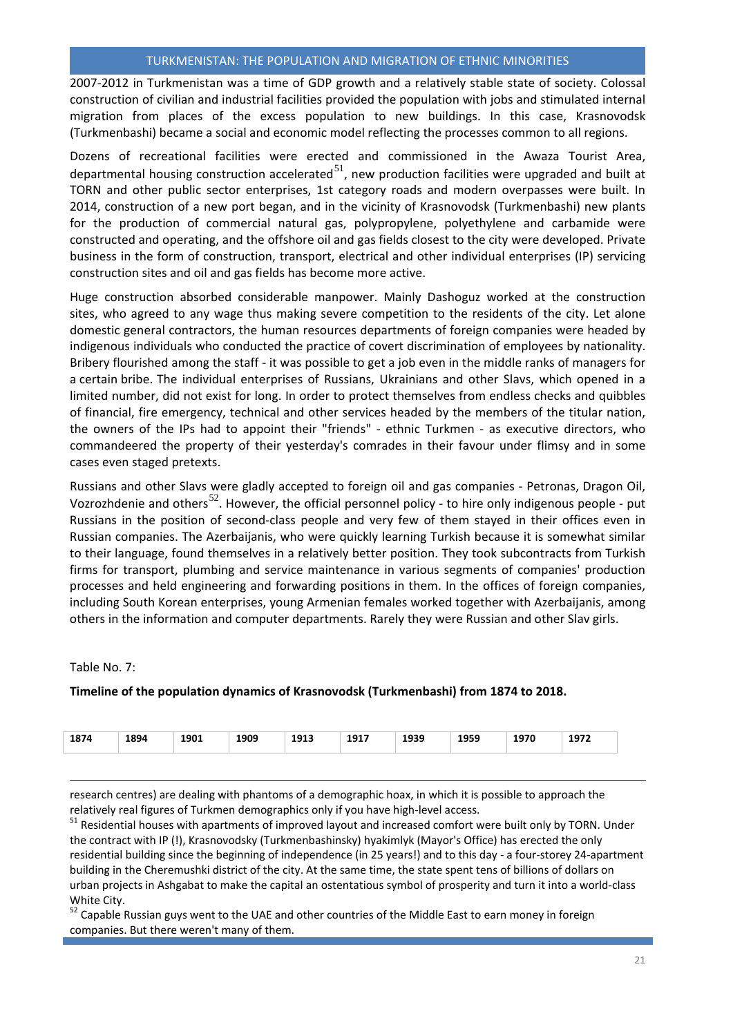2007-2012 in Turkmenistan was a time of GDP growth and a relatively stable state of society. Colossal construction of civilian and industrial facilities provided the population with jobs and stimulated internal migration from places of the excess population to new buildings. In this case, Krasnovodsk (Turkmenbashi) became a social and economic model reflecting the processes common to all regions.

Dozens of recreational facilities were erected and commissioned in the Awaza Tourist Area, departmental housing construction accelerated[51], new production facilities were upgraded and built at TORN and other public sector enterprises, 1st category roads and modern overpasses were built. In 2014, construction of a new port began, and in the vicinity of Krasnovodsk (Turkmenbashi) new plants for the production of commercial natural gas, polypropylene, polyethylene and carbamide were constructed and operating, and the offshore oil and gas fields closest to the city were developed. Private business in the form of construction, transport, electrical and other individual enterprises (IP) servicing construction sites and oil and gas fields has become more active.

Huge construction absorbed considerable manpower. Mainly Dashoguz worked at the construction sites, who agreed to any wage thus making severe competition to the residents of the city. Let alone domestic general contractors, the human resources departments of foreign companies were headed by indigenous individuals who conducted the practice of covert discrimination of employees by nationality. Bribery flourished among the staff - it was possible to get a job even in the middle ranks of managers for a certain bribe. The individual enterprises of Russians, Ukrainians and other Slavs, which opened in a limited number, did not exist for long. In order to protect themselves from endless checks and quibbles of financial, fire emergency, technical and other services headed by the members of the titular nation, the owners of the IPs had to appoint their "friends" - ethnic Turkmen - as executive directors, who commandeered the property of their yesterday's comrades in their favour under flimsy and in some cases even staged pretexts.

Russians and other Slavs were gladly accepted to foreign oil and gas companies - Petronas, Dragon Oil, Vozrozhdenie and others[52]. However, the official personnel policy - to hire only indigenous people - put Russians in the position of second-class people and very few of them stayed in their offices even in Russian companies. The Azerbaijanis, who were quickly learning Turkish because it is somewhat similar to their language, found themselves in a relatively better position. They took subcontracts from Turkish firms for transport, plumbing and service maintenance in various segments of companies' production processes and held engineering and forwarding positions in them. In the offices of foreign companies, including South Korean enterprises, young Armenian females worked together with Azerbaijanis, among others in the information and computer departments. Rarely they were Russian and other Slav girls.

Table No. 7:

**Timeline of the population dynamics of Krasnovodsk (Turkmenbashi) from 1874 to 2018.**

| 1874 | 1894 | 1901 | 1909 | 1913 | 1917 | 1939 | 1959 | 1970 | 1972 |
|---|---|---|---|---|---|---|---|---|---|

research centres) are dealing with phantoms of a demographic hoax, in which it is possible to approach the relatively real figures of Turkmen demographics only if you have high-level access.

[51] Residential houses with apartments of improved layout and increased comfort were built only by TORN. Under the contract with IP (!), Krasnovodsky (Turkmenbashinsky) hyakimlyk (Mayor's Office) has erected the only residential building since the beginning of independence (in 25 years!) and to this day - a four-storey 24-apartment building in the Cheremushki district of the city. At the same time, the state spent tens of billions of dollars on urban projects in Ashgabat to make the capital an ostentatious symbol of prosperity and turn it into a world-class White City.

[52] Capable Russian guys went to the UAE and other countries of the Middle East to earn money in foreign companies. But there weren't many of them.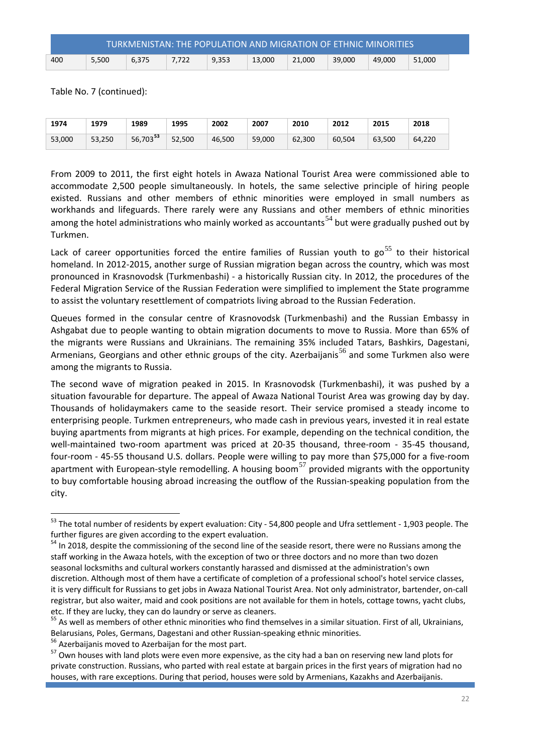| TURKMENISTAN: THE POPULATION AND MIGRATION OF ETHNIC MINORITIES | | | | | | | | | |
|---|---|---|---|---|---|---|---|---|---|
| 400 | 5,500 | 6,375 | 7,722 | 9,353 | 13,000 | 21,000 | 39,000 | 49,000 | 51,000 |

Table No. 7 (continued):

| 1974 | 1979 | 1989 | 1995 | 2002 | 2007 | 2010 | 2012 | 2015 | 2018 |
|---|---|---|---|---|---|---|---|---|---|
| 53,000 | 53,250 | 56,703[53] | 52,500 | 46,500 | 59,000 | 62,300 | 60,504 | 63,500 | 64,220 |

From 2009 to 2011, the first eight hotels in Awaza National Tourist Area were commissioned able to accommodate 2,500 people simultaneously. In hotels, the same selective principle of hiring people existed. Russians and other members of ethnic minorities were employed in small numbers as workhands and lifeguards. There rarely were any Russians and other members of ethnic minorities among the hotel administrations who mainly worked as accountants[54] but were gradually pushed out by Turkmen.

Lack of career opportunities forced the entire families of Russian youth to go[55] to their historical homeland. In 2012-2015, another surge of Russian migration began across the country, which was most pronounced in Krasnovodsk (Turkmenbashi) - a historically Russian city. In 2012, the procedures of the Federal Migration Service of the Russian Federation were simplified to implement the State programme to assist the voluntary resettlement of compatriots living abroad to the Russian Federation.

Queues formed in the consular centre of Krasnovodsk (Turkmenbashi) and the Russian Embassy in Ashgabat due to people wanting to obtain migration documents to move to Russia. More than 65% of the migrants were Russians and Ukrainians. The remaining 35% included Tatars, Bashkirs, Dagestani, Armenians, Georgians and other ethnic groups of the city. Azerbaijanis[56] and some Turkmen also were among the migrants to Russia.

The second wave of migration peaked in 2015. In Krasnovodsk (Turkmenbashi), it was pushed by a situation favourable for departure. The appeal of Awaza National Tourist Area was growing day by day. Thousands of holidaymakers came to the seaside resort. Their service promised a steady income to enterprising people. Turkmen entrepreneurs, who made cash in previous years, invested it in real estate buying apartments from migrants at high prices. For example, depending on the technical condition, the well-maintained two-room apartment was priced at 20-35 thousand, three-room - 35-45 thousand, four-room - 45-55 thousand U.S. dollars. People were willing to pay more than $75,000 for a five-room apartment with European-style remodelling. A housing boom[57] provided migrants with the opportunity to buy comfortable housing abroad increasing the outflow of the Russian-speaking population from the city.

---

[53] The total number of residents by expert evaluation: City - 54,800 people and Ufra settlement - 1,903 people. The further figures are given according to the expert evaluation.

[54] In 2018, despite the commissioning of the second line of the seaside resort, there were no Russians among the staff working in the Awaza hotels, with the exception of two or three doctors and no more than two dozen seasonal locksmiths and cultural workers constantly harassed and dismissed at the administration's own discretion. Although most of them have a certificate of completion of a professional school's hotel service classes, it is very difficult for Russians to get jobs in Awaza National Tourist Area. Not only administrator, bartender, on-call registrar, but also waiter, maid and cook positions are not available for them in hotels, cottage towns, yacht clubs, etc. If they are lucky, they can do laundry or serve as cleaners.

[55] As well as members of other ethnic minorities who find themselves in a similar situation. First of all, Ukrainians, Belarusians, Poles, Germans, Dagestani and other Russian-speaking ethnic minorities.

[56] Azerbaijanis moved to Azerbaijan for the most part.

[57] Own houses with land plots were even more expensive, as the city had a ban on reserving new land plots for private construction. Russians, who parted with real estate at bargain prices in the first years of migration had no houses, with rare exceptions. During that period, houses were sold by Armenians, Kazakhs and Azerbaijanis.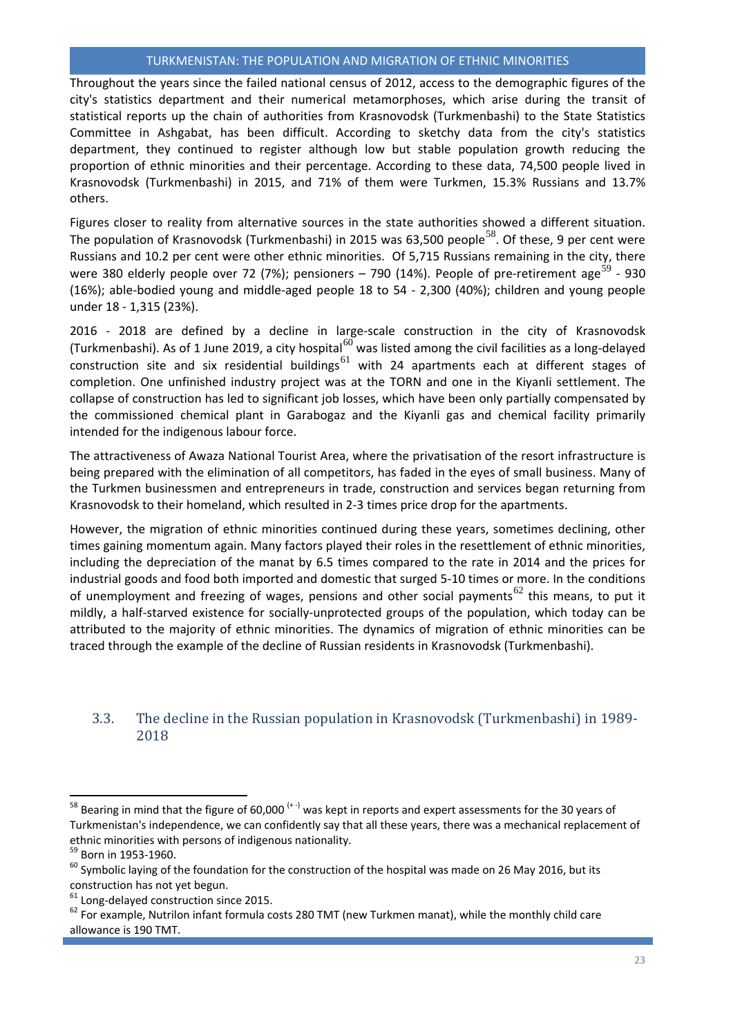Throughout the years since the failed national census of 2012, access to the demographic figures of the city's statistics department and their numerical metamorphoses, which arise during the transit of statistical reports up the chain of authorities from Krasnovodsk (Turkmenbashi) to the State Statistics Committee in Ashgabat, has been difficult. According to sketchy data from the city's statistics department, they continued to register although low but stable population growth reducing the proportion of ethnic minorities and their percentage. According to these data, 74,500 people lived in Krasnovodsk (Turkmenbashi) in 2015, and 71% of them were Turkmen, 15.3% Russians and 13.7% others.

Figures closer to reality from alternative sources in the state authorities showed a different situation. The population of Krasnovodsk (Turkmenbashi) in 2015 was 63,500 people[58]. Of these, 9 per cent were Russians and 10.2 per cent were other ethnic minorities. Of 5,715 Russians remaining in the city, there were 380 elderly people over 72 (7%); pensioners – 790 (14%). People of pre-retirement age[59] - 930 (16%); able-bodied young and middle-aged people 18 to 54 - 2,300 (40%); children and young people under 18 - 1,315 (23%).

2016 - 2018 are defined by a decline in large-scale construction in the city of Krasnovodsk (Turkmenbashi). As of 1 June 2019, a city hospital[60] was listed among the civil facilities as a long-delayed construction site and six residential buildings[61] with 24 apartments each at different stages of completion. One unfinished industry project was at the TORN and one in the Kiyanli settlement. The collapse of construction has led to significant job losses, which have been only partially compensated by the commissioned chemical plant in Garabogaz and the Kiyanli gas and chemical facility primarily intended for the indigenous labour force.

The attractiveness of Awaza National Tourist Area, where the privatisation of the resort infrastructure is being prepared with the elimination of all competitors, has faded in the eyes of small business. Many of the Turkmen businessmen and entrepreneurs in trade, construction and services began returning from Krasnovodsk to their homeland, which resulted in 2-3 times price drop for the apartments.

However, the migration of ethnic minorities continued during these years, sometimes declining, other times gaining momentum again. Many factors played their roles in the resettlement of ethnic minorities, including the depreciation of the manat by 6.5 times compared to the rate in 2014 and the prices for industrial goods and food both imported and domestic that surged 5-10 times or more. In the conditions of unemployment and freezing of wages, pensions and other social payments[62] this means, to put it mildly, a half-starved existence for socially-unprotected groups of the population, which today can be attributed to the majority of ethnic minorities. The dynamics of migration of ethnic minorities can be traced through the example of the decline of Russian residents in Krasnovodsk (Turkmenbashi).

## 3.3. The decline in the Russian population in Krasnovodsk (Turkmenbashi) in 1989-2018

---

[58] Bearing in mind that the figure of 60,000 (+ -) was kept in reports and expert assessments for the 30 years of Turkmenistan's independence, we can confidently say that all these years, there was a mechanical replacement of ethnic minorities with persons of indigenous nationality.

[59] Born in 1953-1960.

[60] Symbolic laying of the foundation for the construction of the hospital was made on 26 May 2016, but its construction has not yet begun.

[61] Long-delayed construction since 2015.

[62] For example, Nutrilon infant formula costs 280 TMT (new Turkmen manat), while the monthly child care allowance is 190 TMT.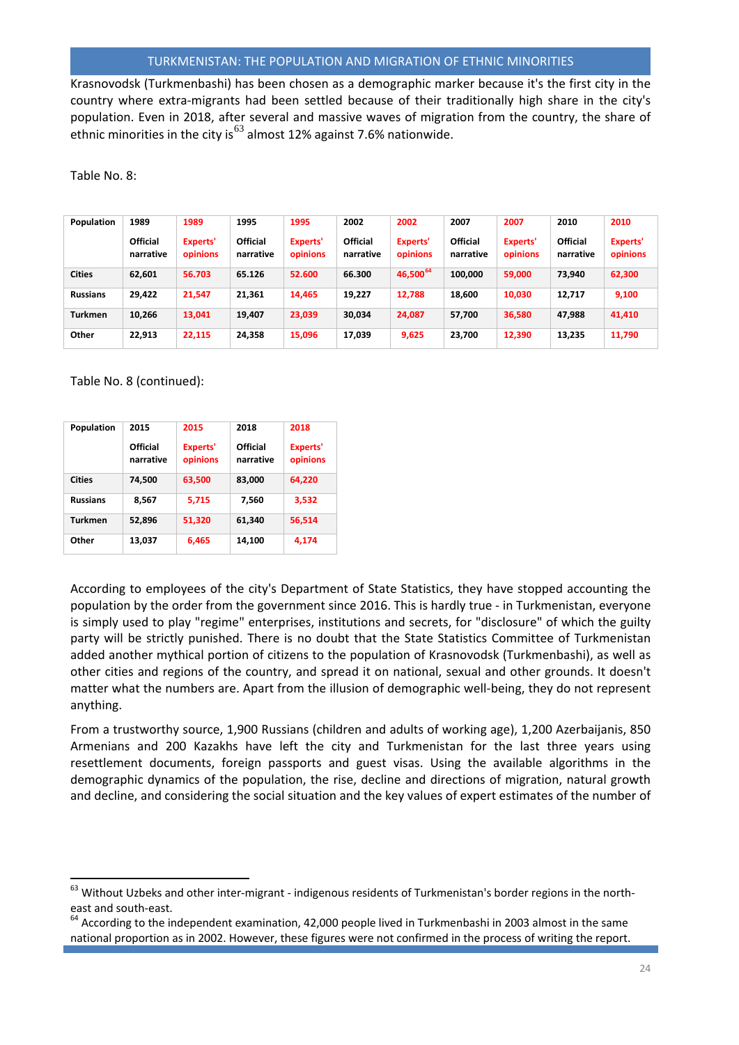Krasnovodsk (Turkmenbashi) has been chosen as a demographic marker because it's the first city in the country where extra-migrants had been settled because of their traditionally high share in the city's population. Even in 2018, after several and massive waves of migration from the country, the share of ethnic minorities in the city is[63] almost 12% against 7.6% nationwide.

Table No. 8:

| Population | 1989 Official narrative | 1989 Experts' opinions | 1995 Official narrative | 1995 Experts' opinions | 2002 Official narrative | 2002 Experts' opinions | 2007 Official narrative | 2007 Experts' opinions | 2010 Official narrative | 2010 Experts' opinions |
|---|---|---|---|---|---|---|---|---|---|---|
| Cities | 62,601 | 56.703 | 65.126 | 52.600 | 66.300 | 46,500[64] | 100,000 | 59,000 | 73,940 | 62,300 |
| Russians | 29,422 | 21,547 | 21,361 | 14,465 | 19,227 | 12,788 | 18,600 | 10,030 | 12,717 | 9,100 |
| Turkmen | 10,266 | 13,041 | 19,407 | 23,039 | 30,034 | 24,087 | 57,700 | 36,580 | 47,988 | 41,410 |
| Other | 22,913 | 22,115 | 24,358 | 15,096 | 17,039 | 9,625 | 23,700 | 12,390 | 13,235 | 11,790 |

Table No. 8 (continued):

| Population | 2015 Official narrative | 2015 Experts' opinions | 2018 Official narrative | 2018 Experts' opinions |
|---|---|---|---|---|
| Cities | 74,500 | 63,500 | 83,000 | 64,220 |
| Russians | 8,567 | 5,715 | 7,560 | 3,532 |
| Turkmen | 52,896 | 51,320 | 61,340 | 56,514 |
| Other | 13,037 | 6,465 | 14,100 | 4,174 |

According to employees of the city's Department of State Statistics, they have stopped accounting the population by the order from the government since 2016. This is hardly true - in Turkmenistan, everyone is simply used to play "regime" enterprises, institutions and secrets, for "disclosure" of which the guilty party will be strictly punished. There is no doubt that the State Statistics Committee of Turkmenistan added another mythical portion of citizens to the population of Krasnovodsk (Turkmenbashi), as well as other cities and regions of the country, and spread it on national, sexual and other grounds. It doesn't matter what the numbers are. Apart from the illusion of demographic well-being, they do not represent anything.

From a trustworthy source, 1,900 Russians (children and adults of working age), 1,200 Azerbaijanis, 850 Armenians and 200 Kazakhs have left the city and Turkmenistan for the last three years using resettlement documents, foreign passports and guest visas. Using the available algorithms in the demographic dynamics of the population, the rise, decline and directions of migration, natural growth and decline, and considering the social situation and the key values of expert estimates of the number of

---

[63] Without Uzbeks and other inter-migrant - indigenous residents of Turkmenistan's border regions in the north-east and south-east.

[64] According to the independent examination, 42,000 people lived in Turkmenbashi in 2003 almost in the same national proportion as in 2002. However, these figures were not confirmed in the process of writing the report.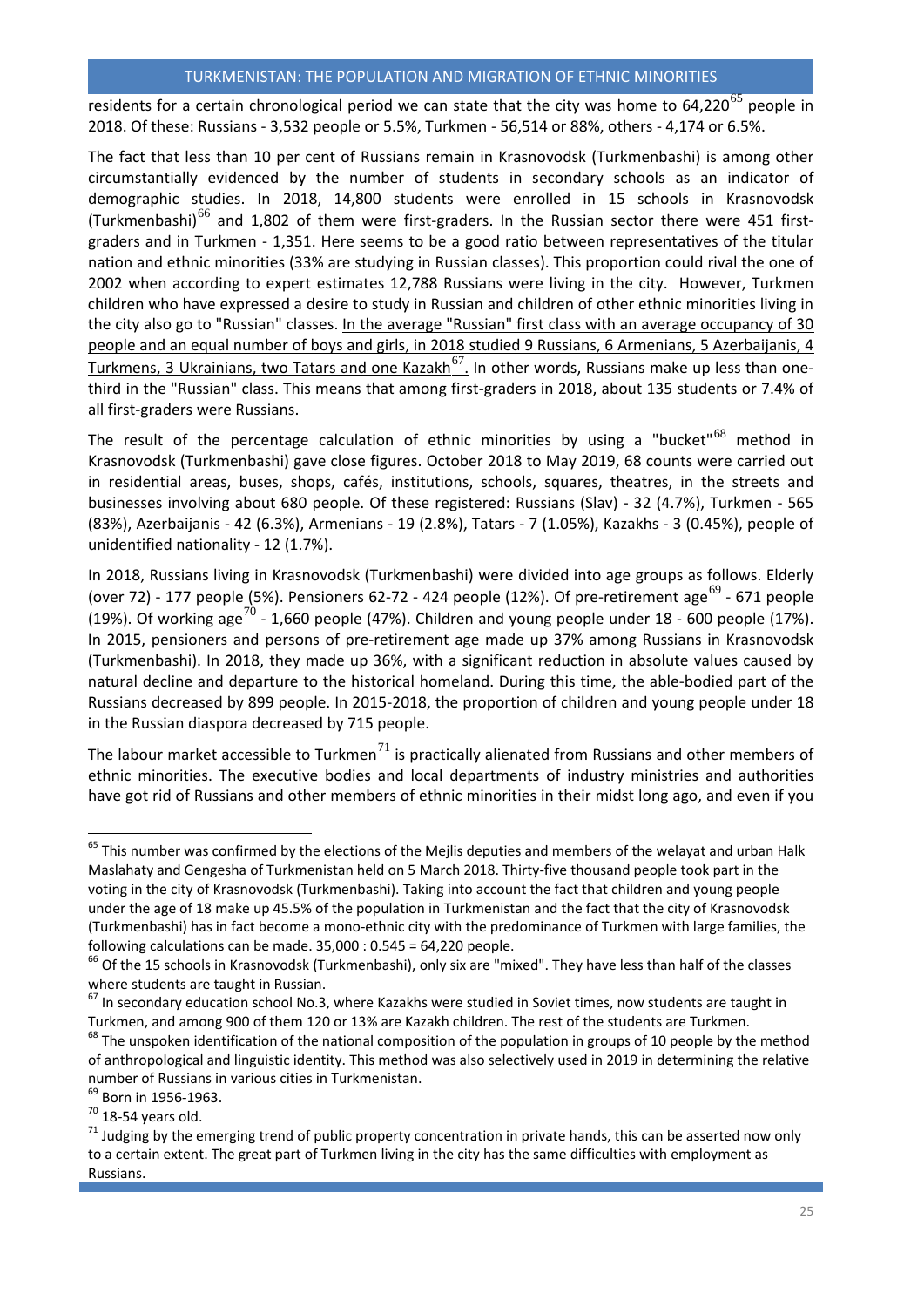residents for a certain chronological period we can state that the city was home to 64,220[65] people in 2018. Of these: Russians - 3,532 people or 5.5%, Turkmen - 56,514 or 88%, others - 4,174 or 6.5%.

The fact that less than 10 per cent of Russians remain in Krasnovodsk (Turkmenbashi) is among other circumstantially evidenced by the number of students in secondary schools as an indicator of demographic studies. In 2018, 14,800 students were enrolled in 15 schools in Krasnovodsk (Turkmenbashi)[66] and 1,802 of them were first-graders. In the Russian sector there were 451 first-graders and in Turkmen - 1,351. Here seems to be a good ratio between representatives of the titular nation and ethnic minorities (33% are studying in Russian classes). This proportion could rival the one of 2002 when according to expert estimates 12,788 Russians were living in the city. However, Turkmen children who have expressed a desire to study in Russian and children of other ethnic minorities living in the city also go to "Russian" classes. <u>In the average "Russian" first class with an average occupancy of 30 people and an equal number of boys and girls, in 2018 studied 9 Russians, 6 Armenians, 5 Azerbaijanis, 4 Turkmens, 3 Ukrainians, two Tatars and one Kazakh[67].</u> In other words, Russians make up less than one-third in the "Russian" class. This means that among first-graders in 2018, about 135 students or 7.4% of all first-graders were Russians.

The result of the percentage calculation of ethnic minorities by using a "bucket"[68] method in Krasnovodsk (Turkmenbashi) gave close figures. October 2018 to May 2019, 68 counts were carried out in residential areas, buses, shops, cafés, institutions, schools, squares, theatres, in the streets and businesses involving about 680 people. Of these registered: Russians (Slav) - 32 (4.7%), Turkmen - 565 (83%), Azerbaijanis - 42 (6.3%), Armenians - 19 (2.8%), Tatars - 7 (1.05%), Kazakhs - 3 (0.45%), people of unidentified nationality - 12 (1.7%).

In 2018, Russians living in Krasnovodsk (Turkmenbashi) were divided into age groups as follows. Elderly (over 72) - 177 people (5%). Pensioners 62-72 - 424 people (12%). Of pre-retirement age[69] - 671 people (19%). Of working age[70] - 1,660 people (47%). Children and young people under 18 - 600 people (17%). In 2015, pensioners and persons of pre-retirement age made up 37% among Russians in Krasnovodsk (Turkmenbashi). In 2018, they made up 36%, with a significant reduction in absolute values caused by natural decline and departure to the historical homeland. During this time, the able-bodied part of the Russians decreased by 899 people. In 2015-2018, the proportion of children and young people under 18 in the Russian diaspora decreased by 715 people.

The labour market accessible to Turkmen[71] is practically alienated from Russians and other members of ethnic minorities. The executive bodies and local departments of industry ministries and authorities have got rid of Russians and other members of ethnic minorities in their midst long ago, and even if you

---

[65] This number was confirmed by the elections of the Mejlis deputies and members of the welayat and urban Halk Maslahaty and Gengesha of Turkmenistan held on 5 March 2018. Thirty-five thousand people took part in the voting in the city of Krasnovodsk (Turkmenbashi). Taking into account the fact that children and young people under the age of 18 make up 45.5% of the population in Turkmenistan and the fact that the city of Krasnovodsk (Turkmenbashi) has in fact become a mono-ethnic city with the predominance of Turkmen with large families, the following calculations can be made. 35,000 : 0.545 = 64,220 people.

[66] Of the 15 schools in Krasnovodsk (Turkmenbashi), only six are "mixed". They have less than half of the classes where students are taught in Russian.

[67] In secondary education school No.3, where Kazakhs were studied in Soviet times, now students are taught in Turkmen, and among 900 of them 120 or 13% are Kazakh children. The rest of the students are Turkmen.

[68] The unspoken identification of the national composition of the population in groups of 10 people by the method of anthropological and linguistic identity. This method was also selectively used in 2019 in determining the relative number of Russians in various cities in Turkmenistan.

[69] Born in 1956-1963.

[70] 18-54 years old.

[71] Judging by the emerging trend of public property concentration in private hands, this can be asserted now only to a certain extent. The great part of Turkmen living in the city has the same difficulties with employment as Russians.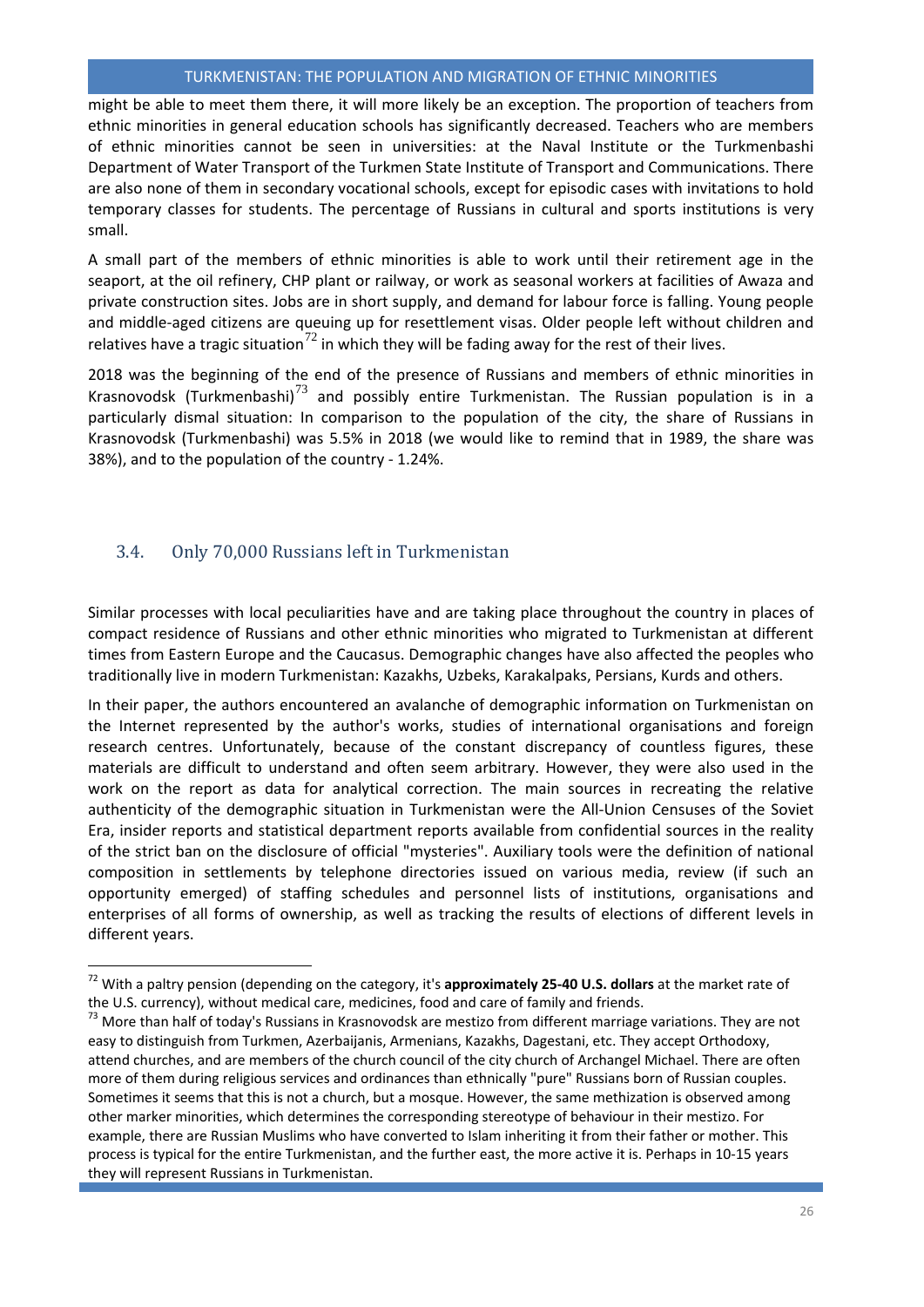might be able to meet them there, it will more likely be an exception. The proportion of teachers from ethnic minorities in general education schools has significantly decreased. Teachers who are members of ethnic minorities cannot be seen in universities: at the Naval Institute or the Turkmenbashi Department of Water Transport of the Turkmen State Institute of Transport and Communications. There are also none of them in secondary vocational schools, except for episodic cases with invitations to hold temporary classes for students. The percentage of Russians in cultural and sports institutions is very small.

A small part of the members of ethnic minorities is able to work until their retirement age in the seaport, at the oil refinery, CHP plant or railway, or work as seasonal workers at facilities of Awaza and private construction sites. Jobs are in short supply, and demand for labour force is falling. Young people and middle-aged citizens are queuing up for resettlement visas. Older people left without children and relatives have a tragic situation[72] in which they will be fading away for the rest of their lives.

2018 was the beginning of the end of the presence of Russians and members of ethnic minorities in Krasnovodsk (Turkmenbashi)[73] and possibly entire Turkmenistan. The Russian population is in a particularly dismal situation: In comparison to the population of the city, the share of Russians in Krasnovodsk (Turkmenbashi) was 5.5% in 2018 (we would like to remind that in 1989, the share was 38%), and to the population of the country - 1.24%.

## 3.4. Only 70,000 Russians left in Turkmenistan

Similar processes with local peculiarities have and are taking place throughout the country in places of compact residence of Russians and other ethnic minorities who migrated to Turkmenistan at different times from Eastern Europe and the Caucasus. Demographic changes have also affected the peoples who traditionally live in modern Turkmenistan: Kazakhs, Uzbeks, Karakalpaks, Persians, Kurds and others.

In their paper, the authors encountered an avalanche of demographic information on Turkmenistan on the Internet represented by the author's works, studies of international organisations and foreign research centres. Unfortunately, because of the constant discrepancy of countless figures, these materials are difficult to understand and often seem arbitrary. However, they were also used in the work on the report as data for analytical correction. The main sources in recreating the relative authenticity of the demographic situation in Turkmenistan were the All-Union Censuses of the Soviet Era, insider reports and statistical department reports available from confidential sources in the reality of the strict ban on the disclosure of official "mysteries". Auxiliary tools were the definition of national composition in settlements by telephone directories issued on various media, review (if such an opportunity emerged) of staffing schedules and personnel lists of institutions, organisations and enterprises of all forms of ownership, as well as tracking the results of elections of different levels in different years.

---

[72] With a paltry pension (depending on the category, it's **approximately 25-40 U.S. dollars** at the market rate of the U.S. currency), without medical care, medicines, food and care of family and friends.

[73] More than half of today's Russians in Krasnovodsk are mestizo from different marriage variations. They are not easy to distinguish from Turkmen, Azerbaijanis, Armenians, Kazakhs, Dagestani, etc. They accept Orthodoxy, attend churches, and are members of the church council of the city church of Archangel Michael. There are often more of them during religious services and ordinances than ethnically "pure" Russians born of Russian couples. Sometimes it seems that this is not a church, but a mosque. However, the same methization is observed among other marker minorities, which determines the corresponding stereotype of behaviour in their mestizo. For example, there are Russian Muslims who have converted to Islam inheriting it from their father or mother. This process is typical for the entire Turkmenistan, and the further east, the more active it is. Perhaps in 10-15 years they will represent Russians in Turkmenistan.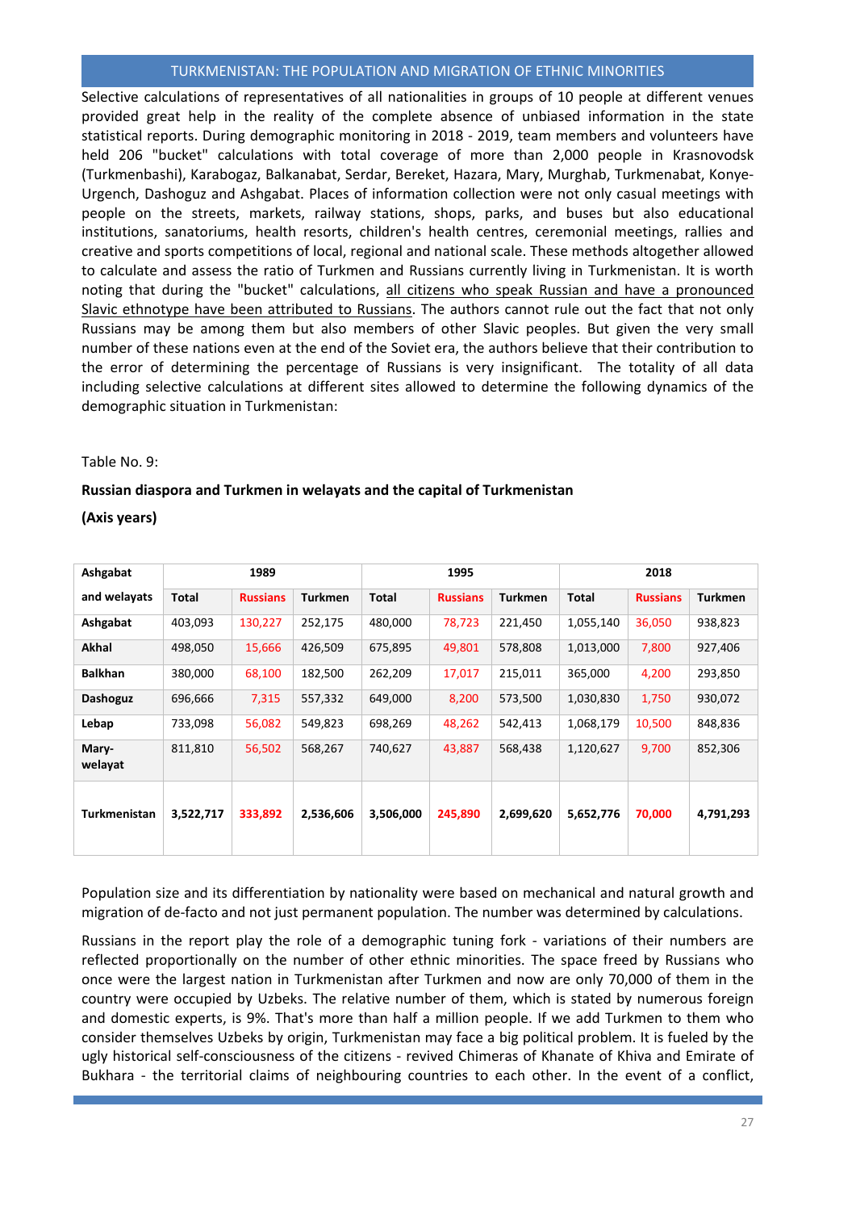Selective calculations of representatives of all nationalities in groups of 10 people at different venues provided great help in the reality of the complete absence of unbiased information in the state statistical reports. During demographic monitoring in 2018 - 2019, team members and volunteers have held 206 "bucket" calculations with total coverage of more than 2,000 people in Krasnovodsk (Turkmenbashi), Karabogaz, Balkanabat, Serdar, Bereket, Hazara, Mary, Murghab, Turkmenabat, Konye-Urgench, Dashoguz and Ashgabat. Places of information collection were not only casual meetings with people on the streets, markets, railway stations, shops, parks, and buses but also educational institutions, sanatoriums, health resorts, children's health centres, ceremonial meetings, rallies and creative and sports competitions of local, regional and national scale. These methods altogether allowed to calculate and assess the ratio of Turkmen and Russians currently living in Turkmenistan. It is worth noting that during the "bucket" calculations, all citizens who speak Russian and have a pronounced Slavic ethnotype have been attributed to Russians. The authors cannot rule out the fact that not only Russians may be among them but also members of other Slavic peoples. But given the very small number of these nations even at the end of the Soviet era, the authors believe that their contribution to the error of determining the percentage of Russians is very insignificant. The totality of all data including selective calculations at different sites allowed to determine the following dynamics of the demographic situation in Turkmenistan:

Table No. 9:

**Russian diaspora and Turkmen in welayats and the capital of Turkmenistan**

**(Axis years)**

| Ashgabat and welayats | 1989 | | | 1995 | | | 2018 | | |
|---|---|---|---|---|---|---|---|---|---|
| | **Total** | **Russians** | **Turkmen** | **Total** | **Russians** | **Turkmen** | **Total** | **Russians** | **Turkmen** |
| **Ashgabat** | 403,093 | 130,227 | 252,175 | 480,000 | 78,723 | 221,450 | 1,055,140 | 36,050 | 938,823 |
| **Akhal** | 498,050 | 15,666 | 426,509 | 675,895 | 49,801 | 578,808 | 1,013,000 | 7,800 | 927,406 |
| **Balkhan** | 380,000 | 68,100 | 182,500 | 262,209 | 17,017 | 215,011 | 365,000 | 4,200 | 293,850 |
| **Dashoguz** | 696,666 | 7,315 | 557,332 | 649,000 | 8,200 | 573,500 | 1,030,830 | 1,750 | 930,072 |
| **Lebap** | 733,098 | 56,082 | 549,823 | 698,269 | 48,262 | 542,413 | 1,068,179 | 10,500 | 848,836 |
| **Mary-welayat** | 811,810 | 56,502 | 568,267 | 740,627 | 43,887 | 568,438 | 1,120,627 | 9,700 | 852,306 |
| **Turkmenistan** | **3,522,717** | **333,892** | **2,536,606** | **3,506,000** | **245,890** | **2,699,620** | **5,652,776** | **70,000** | **4,791,293** |

Population size and its differentiation by nationality were based on mechanical and natural growth and migration of de-facto and not just permanent population. The number was determined by calculations.

Russians in the report play the role of a demographic tuning fork - variations of their numbers are reflected proportionally on the number of other ethnic minorities. The space freed by Russians who once were the largest nation in Turkmenistan after Turkmen and now are only 70,000 of them in the country were occupied by Uzbeks. The relative number of them, which is stated by numerous foreign and domestic experts, is 9%. That's more than half a million people. If we add Turkmen to them who consider themselves Uzbeks by origin, Turkmenistan may face a big political problem. It is fueled by the ugly historical self-consciousness of the citizens - revived Chimeras of Khanate of Khiva and Emirate of Bukhara - the territorial claims of neighbouring countries to each other. In the event of a conflict,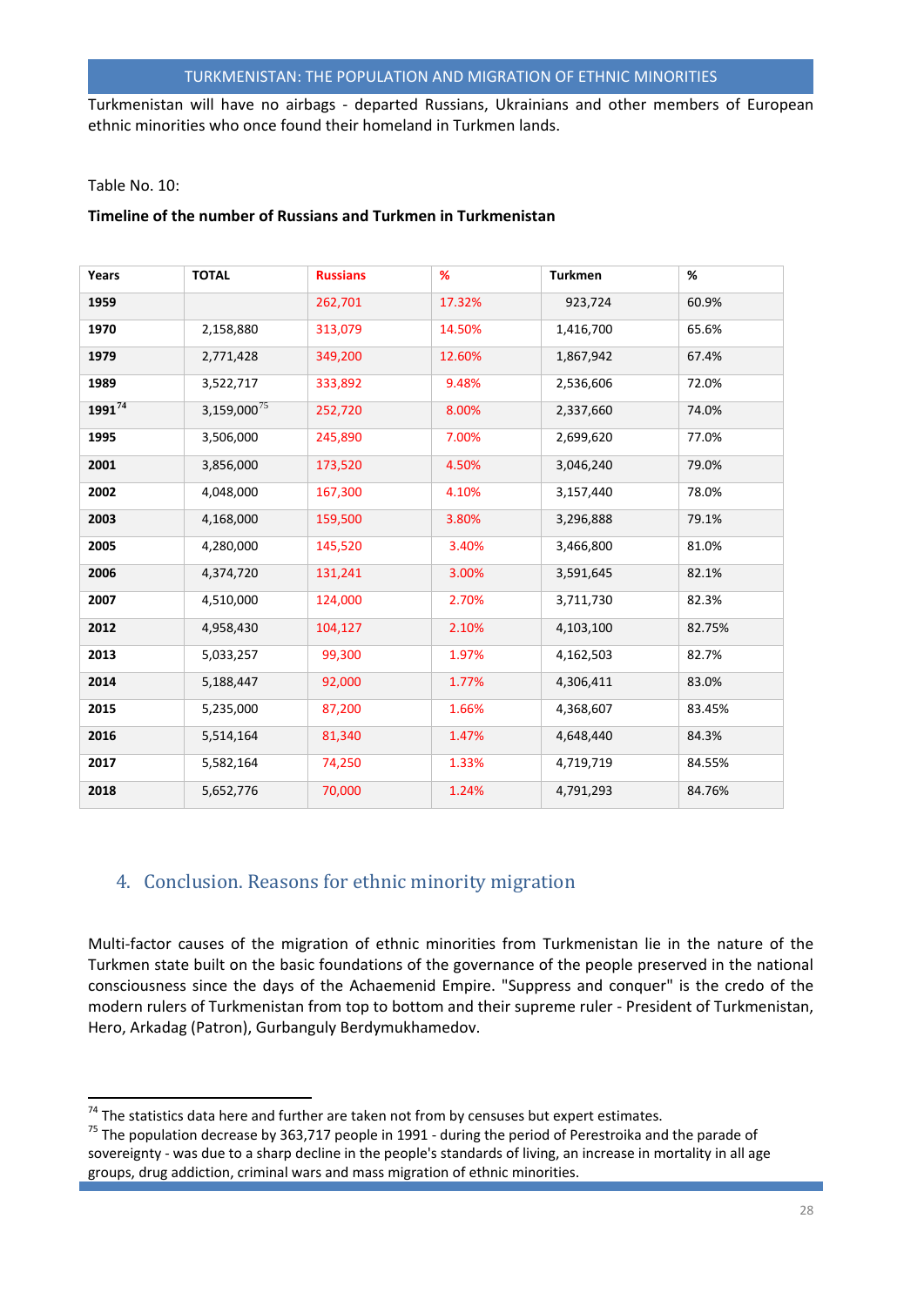Turkmenistan will have no airbags - departed Russians, Ukrainians and other members of European ethnic minorities who once found their homeland in Turkmen lands.

Table No. 10:

**Timeline of the number of Russians and Turkmen in Turkmenistan**

| Years | TOTAL | Russians | % | Turkmen | % |
|---|---|---|---|---|---|
| 1959 | | 262,701 | 17.32% | 923,724 | 60.9% |
| 1970 | 2,158,880 | 313,079 | 14.50% | 1,416,700 | 65.6% |
| 1979 | 2,771,428 | 349,200 | 12.60% | 1,867,942 | 67.4% |
| 1989 | 3,522,717 | 333,892 | 9.48% | 2,536,606 | 72.0% |
| 1991[74] | 3,159,000[75] | 252,720 | 8.00% | 2,337,660 | 74.0% |
| 1995 | 3,506,000 | 245,890 | 7.00% | 2,699,620 | 77.0% |
| 2001 | 3,856,000 | 173,520 | 4.50% | 3,046,240 | 79.0% |
| 2002 | 4,048,000 | 167,300 | 4.10% | 3,157,440 | 78.0% |
| 2003 | 4,168,000 | 159,500 | 3.80% | 3,296,888 | 79.1% |
| 2005 | 4,280,000 | 145,520 | 3.40% | 3,466,800 | 81.0% |
| 2006 | 4,374,720 | 131,241 | 3.00% | 3,591,645 | 82.1% |
| 2007 | 4,510,000 | 124,000 | 2.70% | 3,711,730 | 82.3% |
| 2012 | 4,958,430 | 104,127 | 2.10% | 4,103,100 | 82.75% |
| 2013 | 5,033,257 | 99,300 | 1.97% | 4,162,503 | 82.7% |
| 2014 | 5,188,447 | 92,000 | 1.77% | 4,306,411 | 83.0% |
| 2015 | 5,235,000 | 87,200 | 1.66% | 4,368,607 | 83.45% |
| 2016 | 5,514,164 | 81,340 | 1.47% | 4,648,440 | 84.3% |
| 2017 | 5,582,164 | 74,250 | 1.33% | 4,719,719 | 84.55% |
| 2018 | 5,652,776 | 70,000 | 1.24% | 4,791,293 | 84.76% |

## 4. Conclusion. Reasons for ethnic minority migration

Multi-factor causes of the migration of ethnic minorities from Turkmenistan lie in the nature of the Turkmen state built on the basic foundations of the governance of the people preserved in the national consciousness since the days of the Achaemenid Empire. "Suppress and conquer" is the credo of the modern rulers of Turkmenistan from top to bottom and their supreme ruler - President of Turkmenistan, Hero, Arkadag (Patron), Gurbanguly Berdymukhamedov.

[74] The statistics data here and further are taken not from by censuses but expert estimates.

[75] The population decrease by 363,717 people in 1991 - during the period of Perestroika and the parade of sovereignty - was due to a sharp decline in the people's standards of living, an increase in mortality in all age groups, drug addiction, criminal wars and mass migration of ethnic minorities.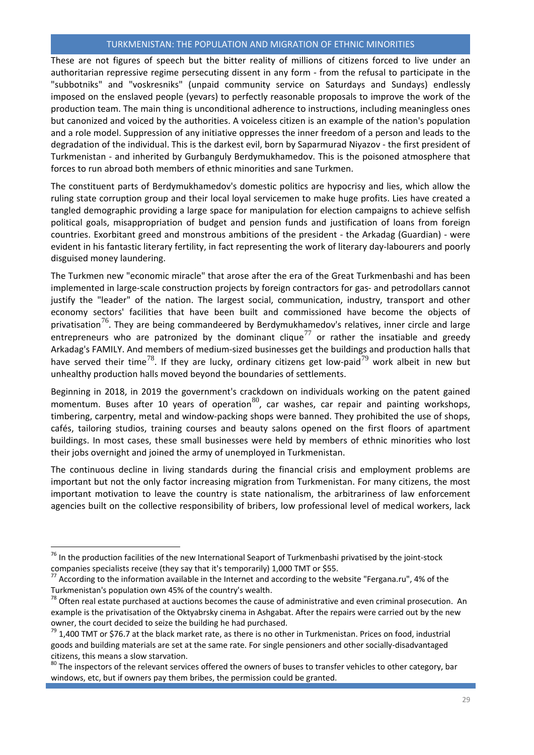These are not figures of speech but the bitter reality of millions of citizens forced to live under an authoritarian repressive regime persecuting dissent in any form - from the refusal to participate in the "subbotniks" and "voskresniks" (unpaid community service on Saturdays and Sundays) endlessly imposed on the enslaved people (yevars) to perfectly reasonable proposals to improve the work of the production team. The main thing is unconditional adherence to instructions, including meaningless ones but canonized and voiced by the authorities. A voiceless citizen is an example of the nation's population and a role model. Suppression of any initiative oppresses the inner freedom of a person and leads to the degradation of the individual. This is the darkest evil, born by Saparmurad Niyazov - the first president of Turkmenistan - and inherited by Gurbanguly Berdymukhamedov. This is the poisoned atmosphere that forces to run abroad both members of ethnic minorities and sane Turkmen.

The constituent parts of Berdymukhamedov's domestic politics are hypocrisy and lies, which allow the ruling state corruption group and their local loyal servicemen to make huge profits. Lies have created a tangled demographic providing a large space for manipulation for election campaigns to achieve selfish political goals, misappropriation of budget and pension funds and justification of loans from foreign countries. Exorbitant greed and monstrous ambitions of the president - the Arkadag (Guardian) - were evident in his fantastic literary fertility, in fact representing the work of literary day-labourers and poorly disguised money laundering.

The Turkmen new "economic miracle" that arose after the era of the Great Turkmenbashi and has been implemented in large-scale construction projects by foreign contractors for gas- and petrodollars cannot justify the "leader" of the nation. The largest social, communication, industry, transport and other economy sectors' facilities that have been built and commissioned have become the objects of privatisation[76]. They are being commandeered by Berdymukhamedov's relatives, inner circle and large entrepreneurs who are patronized by the dominant clique[77] or rather the insatiable and greedy Arkadag's FAMILY. And members of medium-sized businesses get the buildings and production halls that have served their time[78]. If they are lucky, ordinary citizens get low-paid[79] work albeit in new but unhealthy production halls moved beyond the boundaries of settlements.

Beginning in 2018, in 2019 the government's crackdown on individuals working on the patent gained momentum. Buses after 10 years of operation[80], car washes, car repair and painting workshops, timbering, carpentry, metal and window-packing shops were banned. They prohibited the use of shops, cafés, tailoring studios, training courses and beauty salons opened on the first floors of apartment buildings. In most cases, these small businesses were held by members of ethnic minorities who lost their jobs overnight and joined the army of unemployed in Turkmenistan.

The continuous decline in living standards during the financial crisis and employment problems are important but not the only factor increasing migration from Turkmenistan. For many citizens, the most important motivation to leave the country is state nationalism, the arbitrariness of law enforcement agencies built on the collective responsibility of bribers, low professional level of medical workers, lack

---

[76] In the production facilities of the new International Seaport of Turkmenbashi privatised by the joint-stock companies specialists receive (they say that it's temporarily) 1,000 TMT or $55.

[77] According to the information available in the Internet and according to the website "Fergana.ru", 4% of the Turkmenistan's population own 45% of the country's wealth.

[78] Often real estate purchased at auctions becomes the cause of administrative and even criminal prosecution. An example is the privatisation of the Oktyabrsky cinema in Ashgabat. After the repairs were carried out by the new owner, the court decided to seize the building he had purchased.

[79] 1,400 TMT or $76.7 at the black market rate, as there is no other in Turkmenistan. Prices on food, industrial goods and building materials are set at the same rate. For single pensioners and other socially-disadvantaged citizens, this means a slow starvation.

[80] The inspectors of the relevant services offered the owners of buses to transfer vehicles to other category, bar windows, etc, but if owners pay them bribes, the permission could be granted.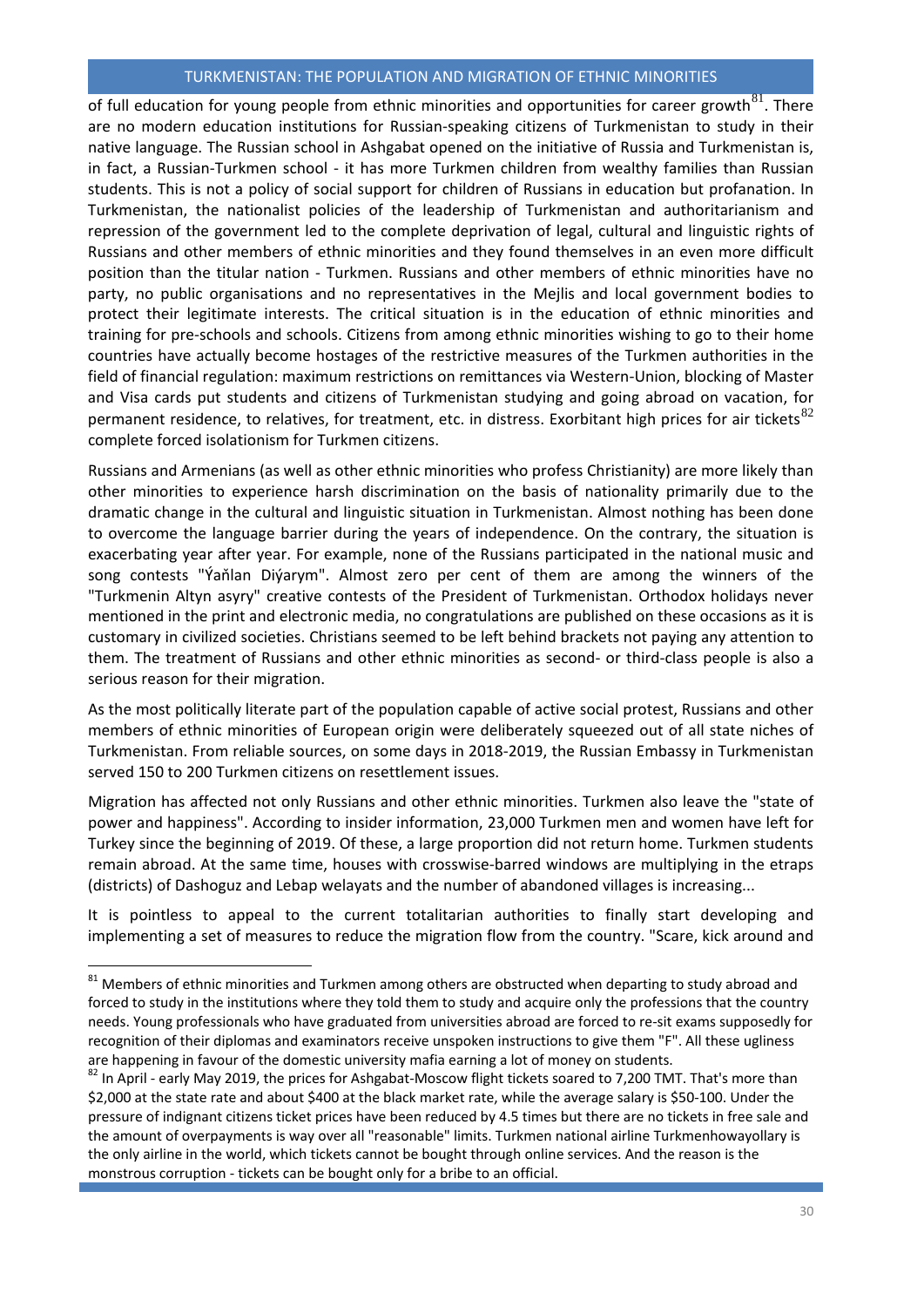of full education for young people from ethnic minorities and opportunities for career growth[81]. There are no modern education institutions for Russian-speaking citizens of Turkmenistan to study in their native language. The Russian school in Ashgabat opened on the initiative of Russia and Turkmenistan is, in fact, a Russian-Turkmen school - it has more Turkmen children from wealthy families than Russian students. This is not a policy of social support for children of Russians in education but profanation. In Turkmenistan, the nationalist policies of the leadership of Turkmenistan and authoritarianism and repression of the government led to the complete deprivation of legal, cultural and linguistic rights of Russians and other members of ethnic minorities and they found themselves in an even more difficult position than the titular nation - Turkmen. Russians and other members of ethnic minorities have no party, no public organisations and no representatives in the Mejlis and local government bodies to protect their legitimate interests. The critical situation is in the education of ethnic minorities and training for pre-schools and schools. Citizens from among ethnic minorities wishing to go to their home countries have actually become hostages of the restrictive measures of the Turkmen authorities in the field of financial regulation: maximum restrictions on remittances via Western-Union, blocking of Master and Visa cards put students and citizens of Turkmenistan studying and going abroad on vacation, for permanent residence, to relatives, for treatment, etc. in distress. Exorbitant high prices for air tickets[82] complete forced isolationism for Turkmen citizens.

Russians and Armenians (as well as other ethnic minorities who profess Christianity) are more likely than other minorities to experience harsh discrimination on the basis of nationality primarily due to the dramatic change in the cultural and linguistic situation in Turkmenistan. Almost nothing has been done to overcome the language barrier during the years of independence. On the contrary, the situation is exacerbating year after year. For example, none of the Russians participated in the national music and song contests "Ýaňlan Diýarym". Almost zero per cent of them are among the winners of the "Turkmenin Altyn asyry" creative contests of the President of Turkmenistan. Orthodox holidays never mentioned in the print and electronic media, no congratulations are published on these occasions as it is customary in civilized societies. Christians seemed to be left behind brackets not paying any attention to them. The treatment of Russians and other ethnic minorities as second- or third-class people is also a serious reason for their migration.

As the most politically literate part of the population capable of active social protest, Russians and other members of ethnic minorities of European origin were deliberately squeezed out of all state niches of Turkmenistan. From reliable sources, on some days in 2018-2019, the Russian Embassy in Turkmenistan served 150 to 200 Turkmen citizens on resettlement issues.

Migration has affected not only Russians and other ethnic minorities. Turkmen also leave the "state of power and happiness". According to insider information, 23,000 Turkmen men and women have left for Turkey since the beginning of 2019. Of these, a large proportion did not return home. Turkmen students remain abroad. At the same time, houses with crosswise-barred windows are multiplying in the etraps (districts) of Dashoguz and Lebap welayats and the number of abandoned villages is increasing...

It is pointless to appeal to the current totalitarian authorities to finally start developing and implementing a set of measures to reduce the migration flow from the country. "Scare, kick around and

---

[81] Members of ethnic minorities and Turkmen among others are obstructed when departing to study abroad and forced to study in the institutions where they told them to study and acquire only the professions that the country needs. Young professionals who have graduated from universities abroad are forced to re-sit exams supposedly for recognition of their diplomas and examinators receive unspoken instructions to give them "F". All these ugliness are happening in favour of the domestic university mafia earning a lot of money on students.

[82] In April - early May 2019, the prices for Ashgabat-Moscow flight tickets soared to 7,200 TMT. That's more than $2,000 at the state rate and about $400 at the black market rate, while the average salary is $50-100. Under the pressure of indignant citizens ticket prices have been reduced by 4.5 times but there are no tickets in free sale and the amount of overpayments is way over all "reasonable" limits. Turkmen national airline Turkmenhowayollary is the only airline in the world, which tickets cannot be bought through online services. And the reason is the monstrous corruption - tickets can be bought only for a bribe to an official.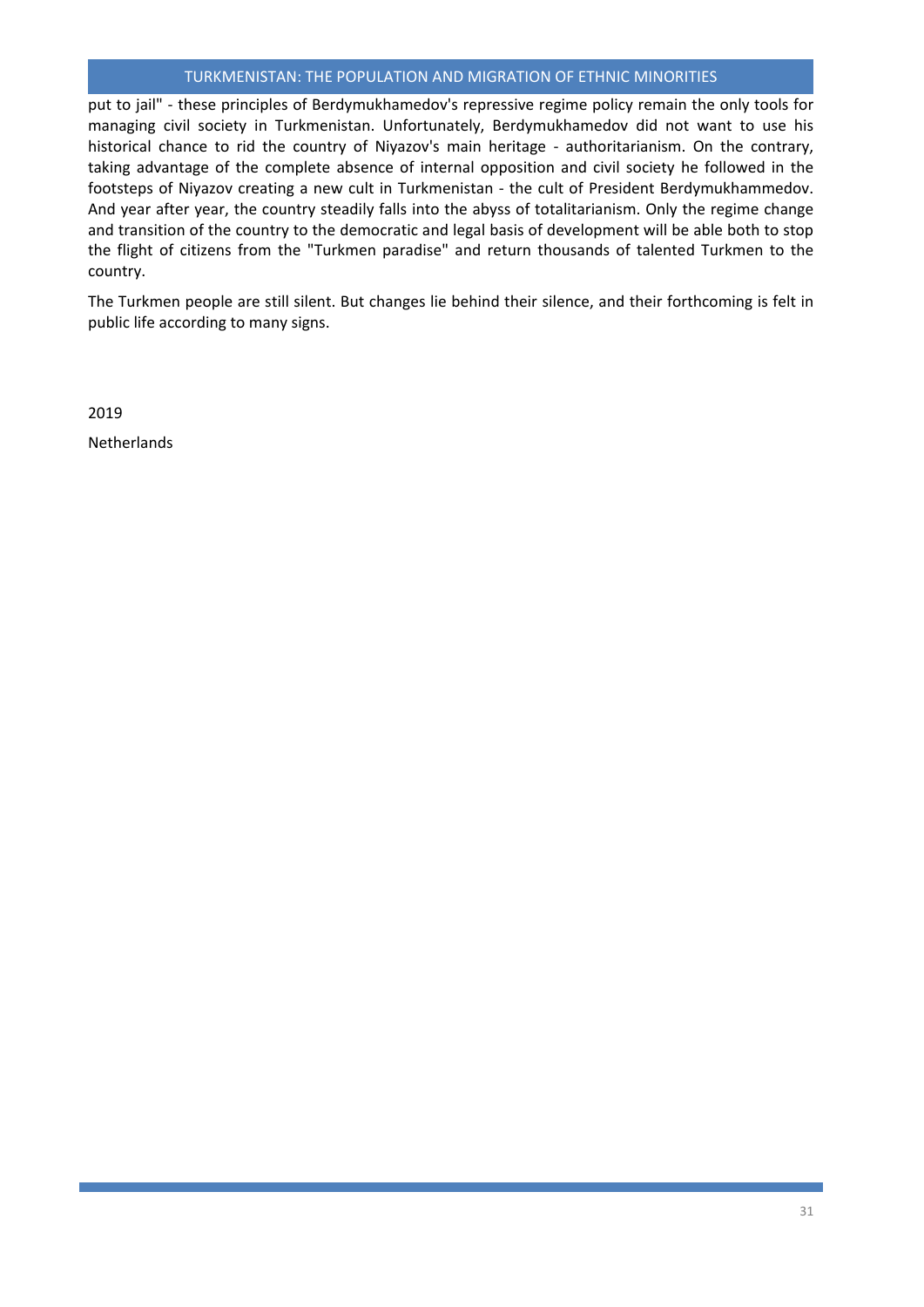put to jail" - these principles of Berdymukhamedov's repressive regime policy remain the only tools for managing civil society in Turkmenistan. Unfortunately, Berdymukhamedov did not want to use his historical chance to rid the country of Niyazov's main heritage - authoritarianism. On the contrary, taking advantage of the complete absence of internal opposition and civil society he followed in the footsteps of Niyazov creating a new cult in Turkmenistan - the cult of President Berdymukhammedov. And year after year, the country steadily falls into the abyss of totalitarianism. Only the regime change and transition of the country to the democratic and legal basis of development will be able both to stop the flight of citizens from the "Turkmen paradise" and return thousands of talented Turkmen to the country.

The Turkmen people are still silent. But changes lie behind their silence, and their forthcoming is felt in public life according to many signs.

2019

Netherlands